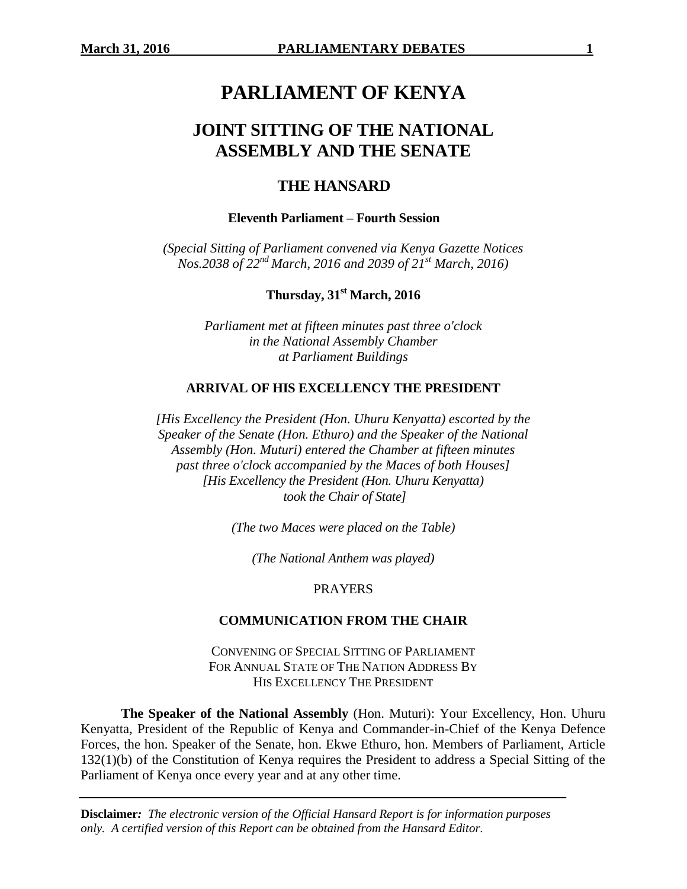# PARLIAMENT OF KENYA

## JOINT SITTING OF THE NATIONAL ASSEMBLY AND THE SENATE

## THE HANSARD

**Eleventh Parliament – Fourth Session**

*(Special Sitting of Parliament convened via Kenya Gazette Notices Nos.2038 of 22nd March, 2016 and 2039 of 21st March, 2016)*

**Thursday, 31st March, 2016**

*Parliament met at fifteen minutes past three o'clock in the National Assembly Chamber at Parliament Buildings*

### ARRIVAL OF HIS EXCELLENCY THE PRESIDENT

*[His Excellency the President (Hon. Uhuru Kenyatta) escorted by the Speaker of the Senate (Hon. Ethuro) and the Speaker of the National Assembly (Hon. Muturi) entered the Chamber at fifteen minutes past three o'clock accompanied by the Maces of both Houses]*
*[His Excellency the President (Hon. Uhuru Kenyatta) took the Chair of State]*

*(The two Maces were placed on the Table)*

*(The National Anthem was played)*

PRAYERS

### COMMUNICATION FROM THE CHAIR

CONVENING OF SPECIAL SITTING OF PARLIAMENT FOR ANNUAL STATE OF THE NATION ADDRESS BY HIS EXCELLENCY THE PRESIDENT

**The Speaker of the National Assembly** (Hon. Muturi): Your Excellency, Hon. Uhuru Kenyatta, President of the Republic of Kenya and Commander-in-Chief of the Kenya Defence Forces, the hon. Speaker of the Senate, hon. Ekwe Ethuro, hon. Members of Parliament, Article 132(1)(b) of the Constitution of Kenya requires the President to address a Special Sitting of the Parliament of Kenya once every year and at any other time.

**Disclaimer***:* *The electronic version of the Official Hansard Report is for information purposes only. A certified version of this Report can be obtained from the Hansard Editor.*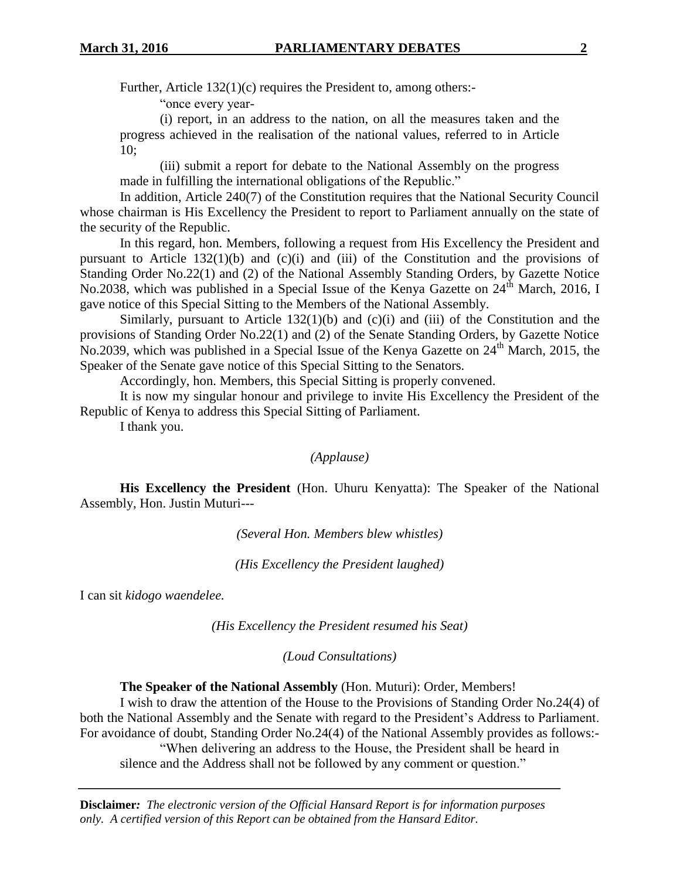Further, Article 132(1)(c) requires the President to, among others:-

> "once every year-
>
> (i) report, in an address to the nation, on all the measures taken and the progress achieved in the realisation of the national values, referred to in Article 10;
>
> (iii) submit a report for debate to the National Assembly on the progress made in fulfilling the international obligations of the Republic."

In addition, Article 240(7) of the Constitution requires that the National Security Council whose chairman is His Excellency the President to report to Parliament annually on the state of the security of the Republic.

In this regard, hon. Members, following a request from His Excellency the President and pursuant to Article 132(1)(b) and (c)(i) and (iii) of the Constitution and the provisions of Standing Order No.22(1) and (2) of the National Assembly Standing Orders, by Gazette Notice No.2038, which was published in a Special Issue of the Kenya Gazette on 24th March, 2016, I gave notice of this Special Sitting to the Members of the National Assembly.

Similarly, pursuant to Article 132(1)(b) and (c)(i) and (iii) of the Constitution and the provisions of Standing Order No.22(1) and (2) of the Senate Standing Orders, by Gazette Notice No.2039, which was published in a Special Issue of the Kenya Gazette on 24th March, 2015, the Speaker of the Senate gave notice of this Special Sitting to the Senators.

Accordingly, hon. Members, this Special Sitting is properly convened.

It is now my singular honour and privilege to invite His Excellency the President of the Republic of Kenya to address this Special Sitting of Parliament.

I thank you.

*(Applause)*

**His Excellency the President** (Hon. Uhuru Kenyatta): The Speaker of the National Assembly, Hon. Justin Muturi---

*(Several Hon. Members blew whistles)*

*(His Excellency the President laughed)*

I can sit *kidogo waendelee.*

*(His Excellency the President resumed his Seat)*

*(Loud Consultations)*

**The Speaker of the National Assembly** (Hon. Muturi): Order, Members!

I wish to draw the attention of the House to the Provisions of Standing Order No.24(4) of both the National Assembly and the Senate with regard to the President's Address to Parliament. For avoidance of doubt, Standing Order No.24(4) of the National Assembly provides as follows:-

> "When delivering an address to the House, the President shall be heard in silence and the Address shall not be followed by any comment or question."

**Disclaimer***: The electronic version of the Official Hansard Report is for information purposes only. A certified version of this Report can be obtained from the Hansard Editor.*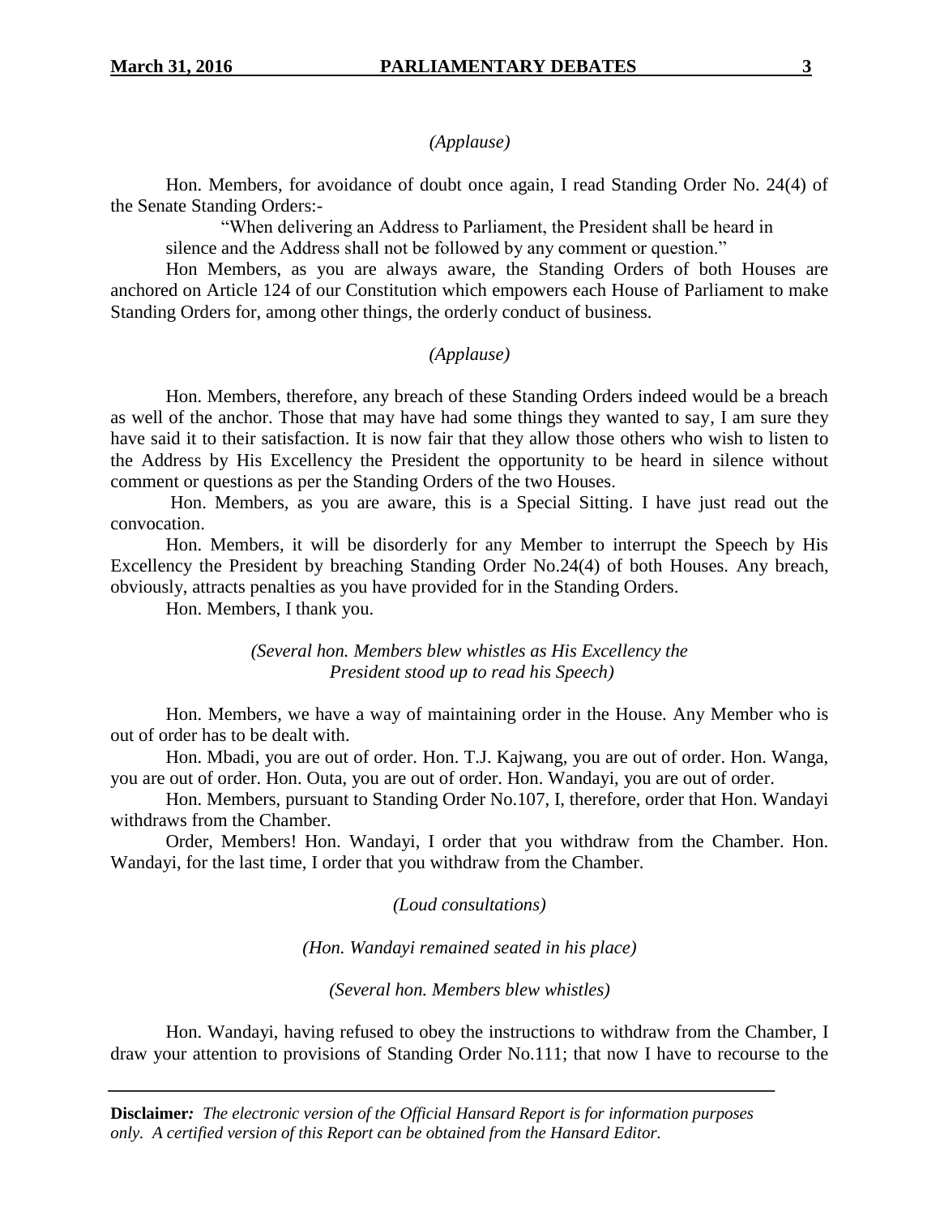*(Applause)*

Hon. Members, for avoidance of doubt once again, I read Standing Order No. 24(4) of the Senate Standing Orders:-

> "When delivering an Address to Parliament, the President shall be heard in silence and the Address shall not be followed by any comment or question."

Hon Members, as you are always aware, the Standing Orders of both Houses are anchored on Article 124 of our Constitution which empowers each House of Parliament to make Standing Orders for, among other things, the orderly conduct of business.

*(Applause)*

Hon. Members, therefore, any breach of these Standing Orders indeed would be a breach as well of the anchor. Those that may have had some things they wanted to say, I am sure they have said it to their satisfaction. It is now fair that they allow those others who wish to listen to the Address by His Excellency the President the opportunity to be heard in silence without comment or questions as per the Standing Orders of the two Houses.

Hon. Members, as you are aware, this is a Special Sitting. I have just read out the convocation.

Hon. Members, it will be disorderly for any Member to interrupt the Speech by His Excellency the President by breaching Standing Order No.24(4) of both Houses. Any breach, obviously, attracts penalties as you have provided for in the Standing Orders.

Hon. Members, I thank you.

*(Several hon. Members blew whistles as His Excellency the President stood up to read his Speech)*

Hon. Members, we have a way of maintaining order in the House. Any Member who is out of order has to be dealt with.

Hon. Mbadi, you are out of order. Hon. T.J. Kajwang, you are out of order. Hon. Wanga, you are out of order. Hon. Outa, you are out of order. Hon. Wandayi, you are out of order.

Hon. Members, pursuant to Standing Order No.107, I, therefore, order that Hon. Wandayi withdraws from the Chamber.

Order, Members! Hon. Wandayi, I order that you withdraw from the Chamber. Hon. Wandayi, for the last time, I order that you withdraw from the Chamber.

*(Loud consultations)*

*(Hon. Wandayi remained seated in his place)*

*(Several hon. Members blew whistles)*

Hon. Wandayi, having refused to obey the instructions to withdraw from the Chamber, I draw your attention to provisions of Standing Order No.111; that now I have to recourse to the

**Disclaimer***: The electronic version of the Official Hansard Report is for information purposes only. A certified version of this Report can be obtained from the Hansard Editor.*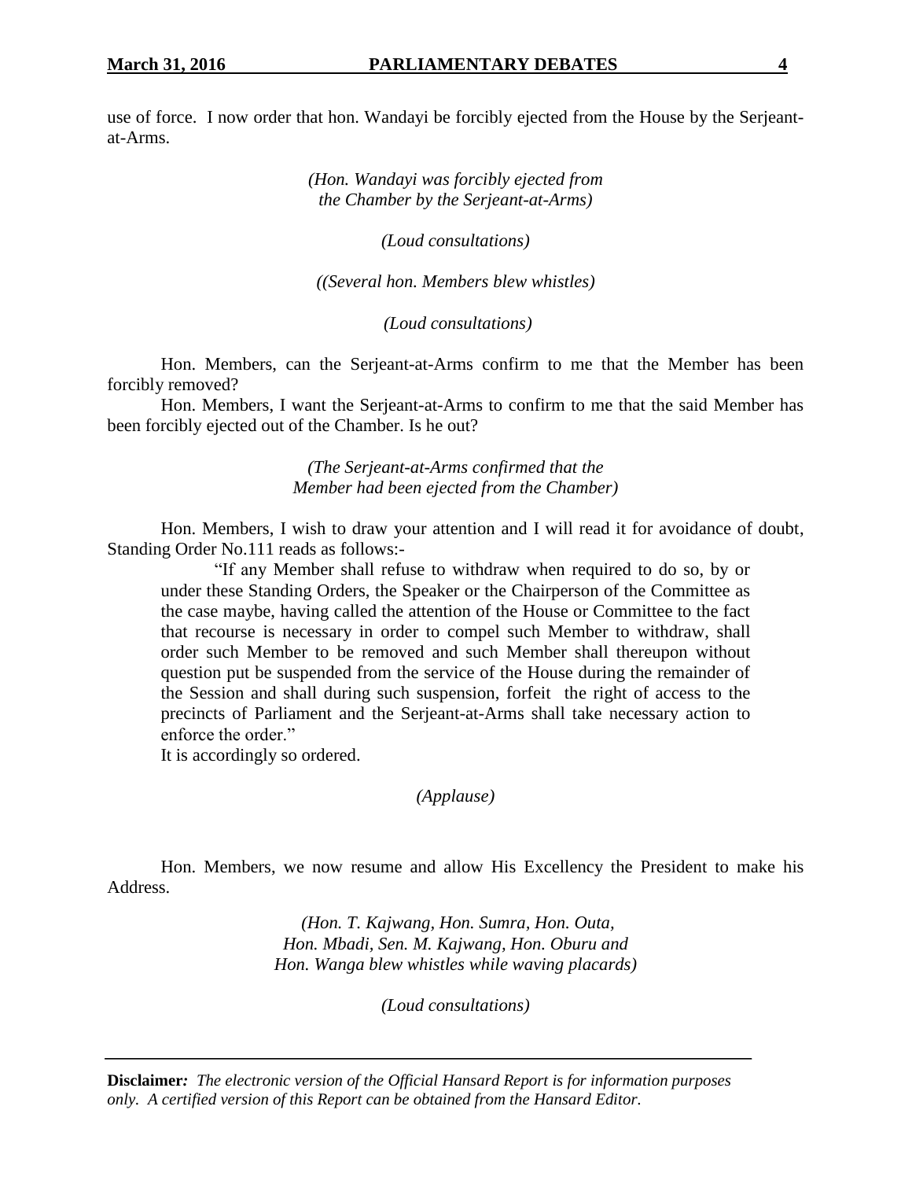use of force. I now order that hon. Wandayi be forcibly ejected from the House by the Serjeant-at-Arms.

*(Hon. Wandayi was forcibly ejected from the Chamber by the Serjeant-at-Arms)*

*(Loud consultations)*

*((Several hon. Members blew whistles)*

*(Loud consultations)*

Hon. Members, can the Serjeant-at-Arms confirm to me that the Member has been forcibly removed?

Hon. Members, I want the Serjeant-at-Arms to confirm to me that the said Member has been forcibly ejected out of the Chamber. Is he out?

*(The Serjeant-at-Arms confirmed that the Member had been ejected from the Chamber)*

Hon. Members, I wish to draw your attention and I will read it for avoidance of doubt, Standing Order No.111 reads as follows:-

> "If any Member shall refuse to withdraw when required to do so, by or under these Standing Orders, the Speaker or the Chairperson of the Committee as the case maybe, having called the attention of the House or Committee to the fact that recourse is necessary in order to compel such Member to withdraw, shall order such Member to be removed and such Member shall thereupon without question put be suspended from the service of the House during the remainder of the Session and shall during such suspension, forfeit the right of access to the precincts of Parliament and the Serjeant-at-Arms shall take necessary action to enforce the order."

It is accordingly so ordered.

*(Applause)*

Hon. Members, we now resume and allow His Excellency the President to make his Address.

*(Hon. T. Kajwang, Hon. Sumra, Hon. Outa, Hon. Mbadi, Sen. M. Kajwang, Hon. Oburu and Hon. Wanga blew whistles while waving placards)*

*(Loud consultations)*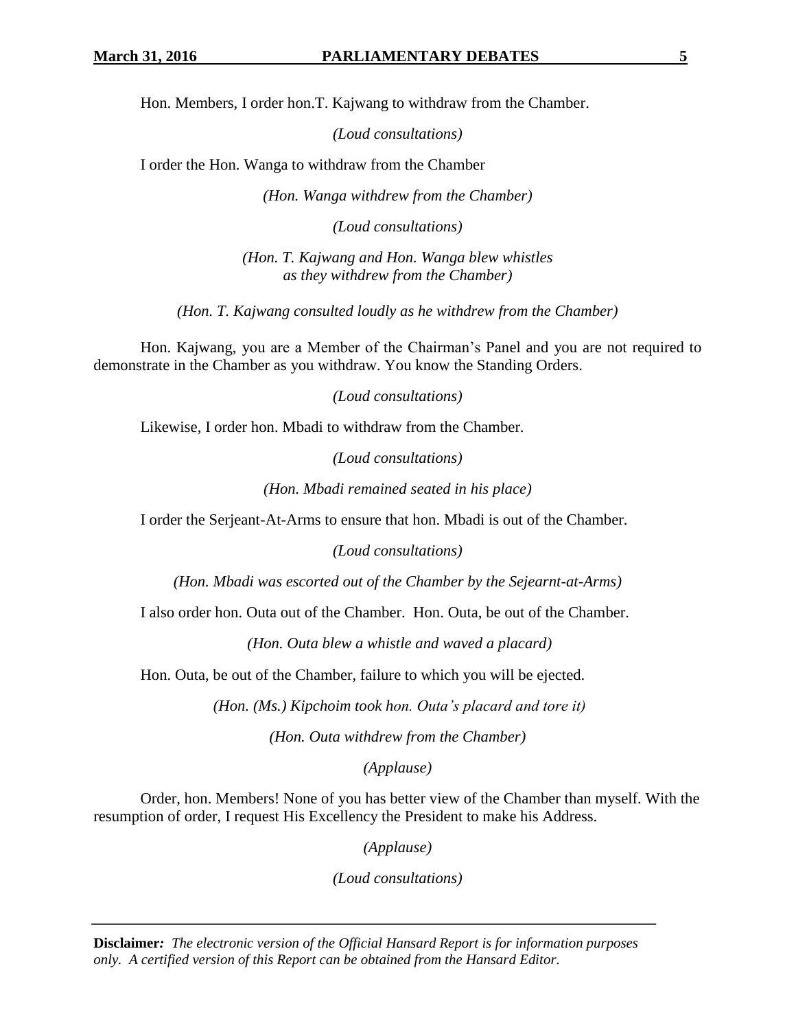Hon. Members, I order hon.T. Kajwang to withdraw from the Chamber.

*(Loud consultations)*

I order the Hon. Wanga to withdraw from the Chamber

*(Hon. Wanga withdrew from the Chamber)*

*(Loud consultations)*

*(Hon. T. Kajwang and Hon. Wanga blew whistles as they withdrew from the Chamber)*

*(Hon. T. Kajwang consulted loudly as he withdrew from the Chamber)*

Hon. Kajwang, you are a Member of the Chairman's Panel and you are not required to demonstrate in the Chamber as you withdraw. You know the Standing Orders.

*(Loud consultations)*

Likewise, I order hon. Mbadi to withdraw from the Chamber.

*(Loud consultations)*

*(Hon. Mbadi remained seated in his place)*

I order the Serjeant-At-Arms to ensure that hon. Mbadi is out of the Chamber.

*(Loud consultations)*

*(Hon. Mbadi was escorted out of the Chamber by the Sejearnt-at-Arms)*

I also order hon. Outa out of the Chamber. Hon. Outa, be out of the Chamber.

*(Hon. Outa blew a whistle and waved a placard)*

Hon. Outa, be out of the Chamber, failure to which you will be ejected.

*(Hon. (Ms.) Kipchoim took hon. Outa's placard and tore it)*

*(Hon. Outa withdrew from the Chamber)*

*(Applause)*

Order, hon. Members! None of you has better view of the Chamber than myself. With the resumption of order, I request His Excellency the President to make his Address.

*(Applause)*

*(Loud consultations)*

**Disclaimer***:* *The electronic version of the Official Hansard Report is for information purposes only. A certified version of this Report can be obtained from the Hansard Editor.*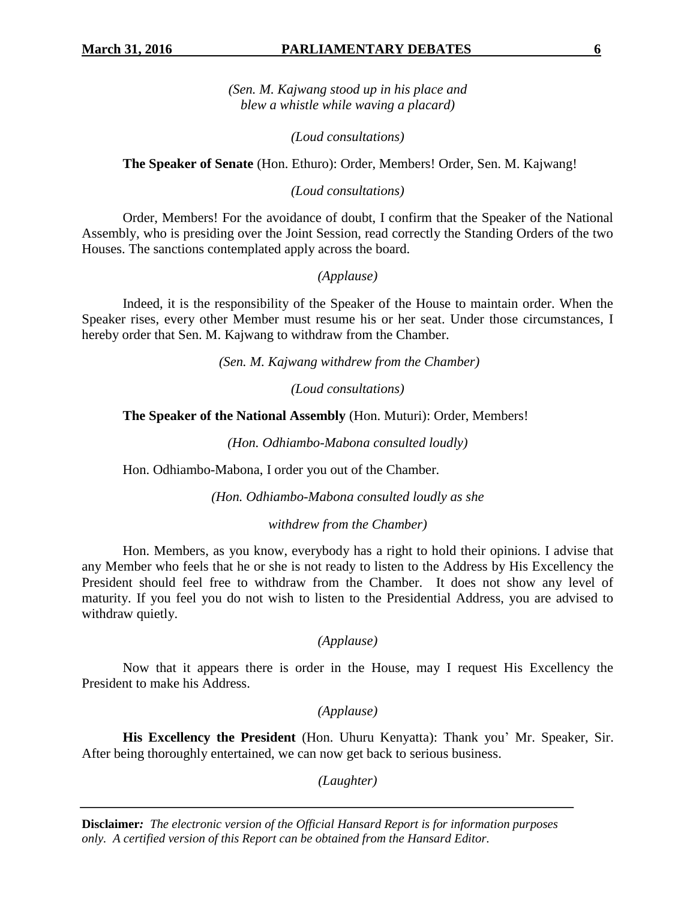*(Sen. M. Kajwang stood up in his place and blew a whistle while waving a placard)*

*(Loud consultations)*

**The Speaker of Senate** (Hon. Ethuro): Order, Members! Order, Sen. M. Kajwang!

*(Loud consultations)*

Order, Members! For the avoidance of doubt, I confirm that the Speaker of the National Assembly, who is presiding over the Joint Session, read correctly the Standing Orders of the two Houses. The sanctions contemplated apply across the board.

*(Applause)*

Indeed, it is the responsibility of the Speaker of the House to maintain order. When the Speaker rises, every other Member must resume his or her seat. Under those circumstances, I hereby order that Sen. M. Kajwang to withdraw from the Chamber.

*(Sen. M. Kajwang withdrew from the Chamber)*

*(Loud consultations)*

**The Speaker of the National Assembly** (Hon. Muturi): Order, Members!

*(Hon. Odhiambo-Mabona consulted loudly)*

Hon. Odhiambo-Mabona, I order you out of the Chamber.

*(Hon. Odhiambo-Mabona consulted loudly as she withdrew from the Chamber)*

Hon. Members, as you know, everybody has a right to hold their opinions. I advise that any Member who feels that he or she is not ready to listen to the Address by His Excellency the President should feel free to withdraw from the Chamber. It does not show any level of maturity. If you feel you do not wish to listen to the Presidential Address, you are advised to withdraw quietly.

*(Applause)*

Now that it appears there is order in the House, may I request His Excellency the President to make his Address.

*(Applause)*

**His Excellency the President** (Hon. Uhuru Kenyatta): Thank you' Mr. Speaker, Sir. After being thoroughly entertained, we can now get back to serious business.

*(Laughter)*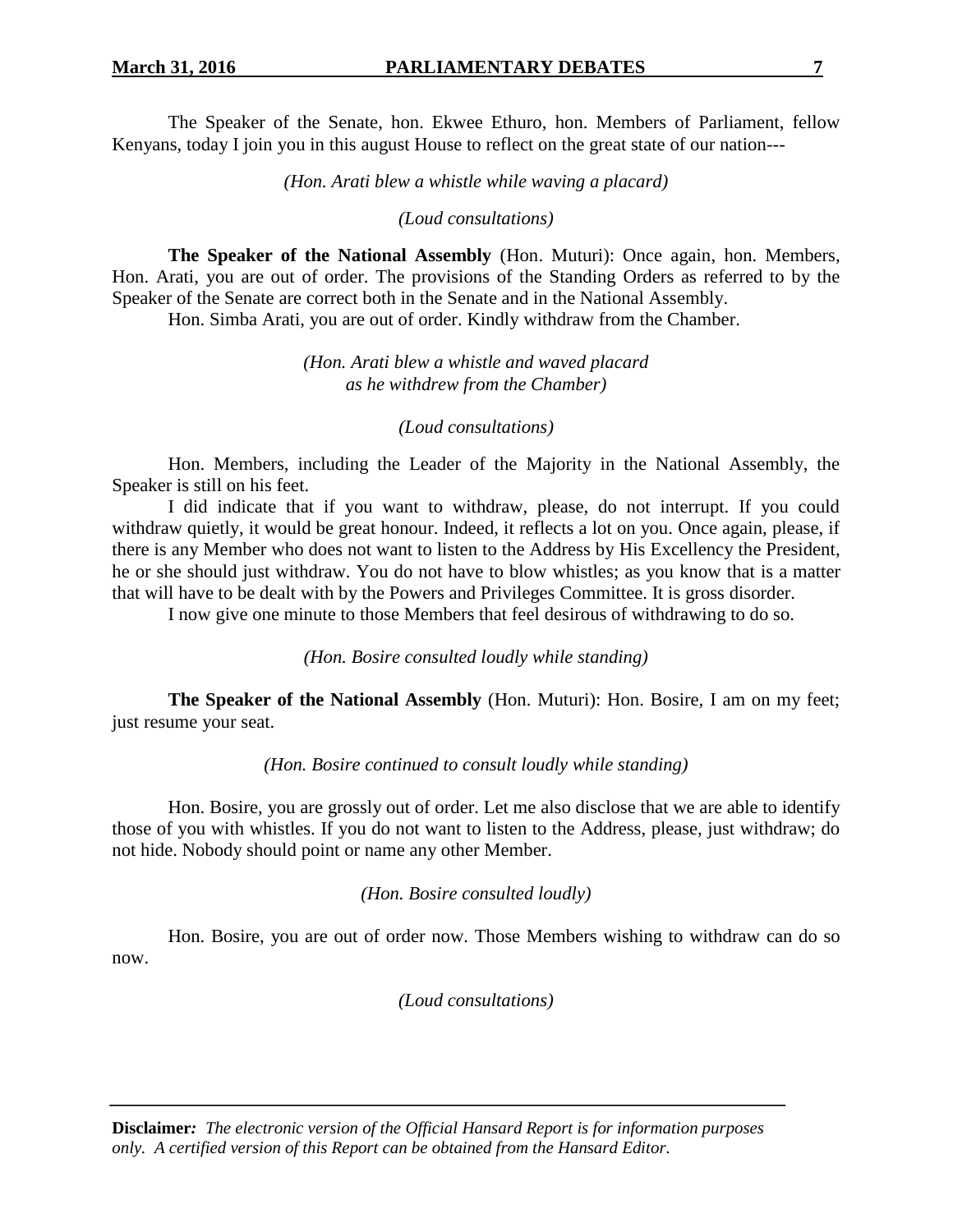The Speaker of the Senate, hon. Ekwee Ethuro, hon. Members of Parliament, fellow Kenyans, today I join you in this august House to reflect on the great state of our nation---

*(Hon. Arati blew a whistle while waving a placard)*

*(Loud consultations)*

**The Speaker of the National Assembly** (Hon. Muturi): Once again, hon. Members, Hon. Arati, you are out of order. The provisions of the Standing Orders as referred to by the Speaker of the Senate are correct both in the Senate and in the National Assembly.

Hon. Simba Arati, you are out of order. Kindly withdraw from the Chamber.

*(Hon. Arati blew a whistle and waved placard as he withdrew from the Chamber)*

*(Loud consultations)*

Hon. Members, including the Leader of the Majority in the National Assembly, the Speaker is still on his feet.

I did indicate that if you want to withdraw, please, do not interrupt. If you could withdraw quietly, it would be great honour. Indeed, it reflects a lot on you. Once again, please, if there is any Member who does not want to listen to the Address by His Excellency the President, he or she should just withdraw. You do not have to blow whistles; as you know that is a matter that will have to be dealt with by the Powers and Privileges Committee. It is gross disorder.

I now give one minute to those Members that feel desirous of withdrawing to do so.

*(Hon. Bosire consulted loudly while standing)*

**The Speaker of the National Assembly** (Hon. Muturi): Hon. Bosire, I am on my feet; just resume your seat.

*(Hon. Bosire continued to consult loudly while standing)*

Hon. Bosire, you are grossly out of order. Let me also disclose that we are able to identify those of you with whistles. If you do not want to listen to the Address, please, just withdraw; do not hide. Nobody should point or name any other Member.

*(Hon. Bosire consulted loudly)*

Hon. Bosire, you are out of order now. Those Members wishing to withdraw can do so now.

*(Loud consultations)*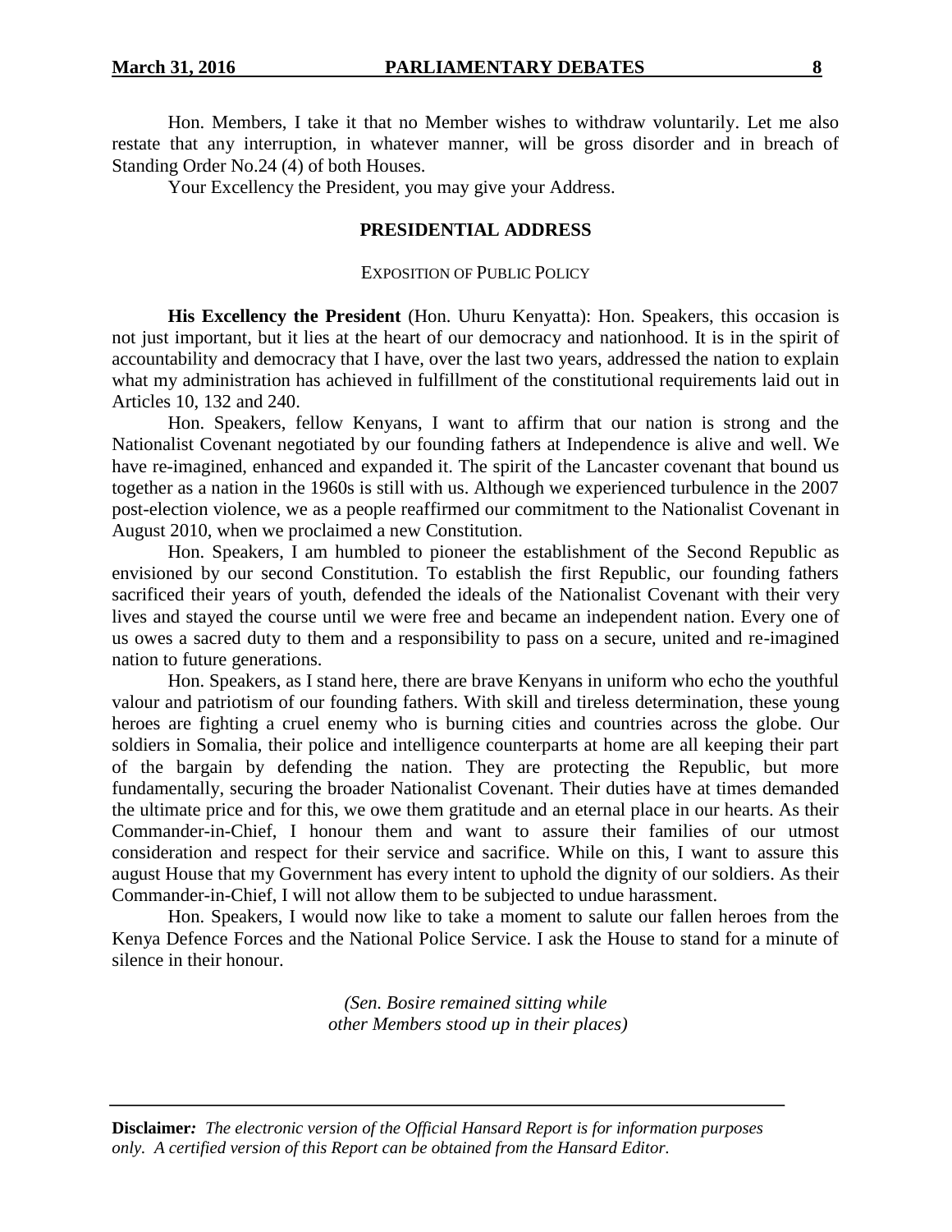Hon. Members, I take it that no Member wishes to withdraw voluntarily. Let me also restate that any interruption, in whatever manner, will be gross disorder and in breach of Standing Order No.24 (4) of both Houses.

Your Excellency the President, you may give your Address.

## PRESIDENTIAL ADDRESS

### EXPOSITION OF PUBLIC POLICY

**His Excellency the President** (Hon. Uhuru Kenyatta): Hon. Speakers, this occasion is not just important, but it lies at the heart of our democracy and nationhood. It is in the spirit of accountability and democracy that I have, over the last two years, addressed the nation to explain what my administration has achieved in fulfillment of the constitutional requirements laid out in Articles 10, 132 and 240.

Hon. Speakers, fellow Kenyans, I want to affirm that our nation is strong and the Nationalist Covenant negotiated by our founding fathers at Independence is alive and well. We have re-imagined, enhanced and expanded it. The spirit of the Lancaster covenant that bound us together as a nation in the 1960s is still with us. Although we experienced turbulence in the 2007 post-election violence, we as a people reaffirmed our commitment to the Nationalist Covenant in August 2010, when we proclaimed a new Constitution.

Hon. Speakers, I am humbled to pioneer the establishment of the Second Republic as envisioned by our second Constitution. To establish the first Republic, our founding fathers sacrificed their years of youth, defended the ideals of the Nationalist Covenant with their very lives and stayed the course until we were free and became an independent nation. Every one of us owes a sacred duty to them and a responsibility to pass on a secure, united and re-imagined nation to future generations.

Hon. Speakers, as I stand here, there are brave Kenyans in uniform who echo the youthful valour and patriotism of our founding fathers. With skill and tireless determination, these young heroes are fighting a cruel enemy who is burning cities and countries across the globe. Our soldiers in Somalia, their police and intelligence counterparts at home are all keeping their part of the bargain by defending the nation. They are protecting the Republic, but more fundamentally, securing the broader Nationalist Covenant. Their duties have at times demanded the ultimate price and for this, we owe them gratitude and an eternal place in our hearts. As their Commander-in-Chief, I honour them and want to assure their families of our utmost consideration and respect for their service and sacrifice. While on this, I want to assure this august House that my Government has every intent to uphold the dignity of our soldiers. As their Commander-in-Chief, I will not allow them to be subjected to undue harassment.

Hon. Speakers, I would now like to take a moment to salute our fallen heroes from the Kenya Defence Forces and the National Police Service. I ask the House to stand for a minute of silence in their honour.

*(Sen. Bosire remained sitting while other Members stood up in their places)*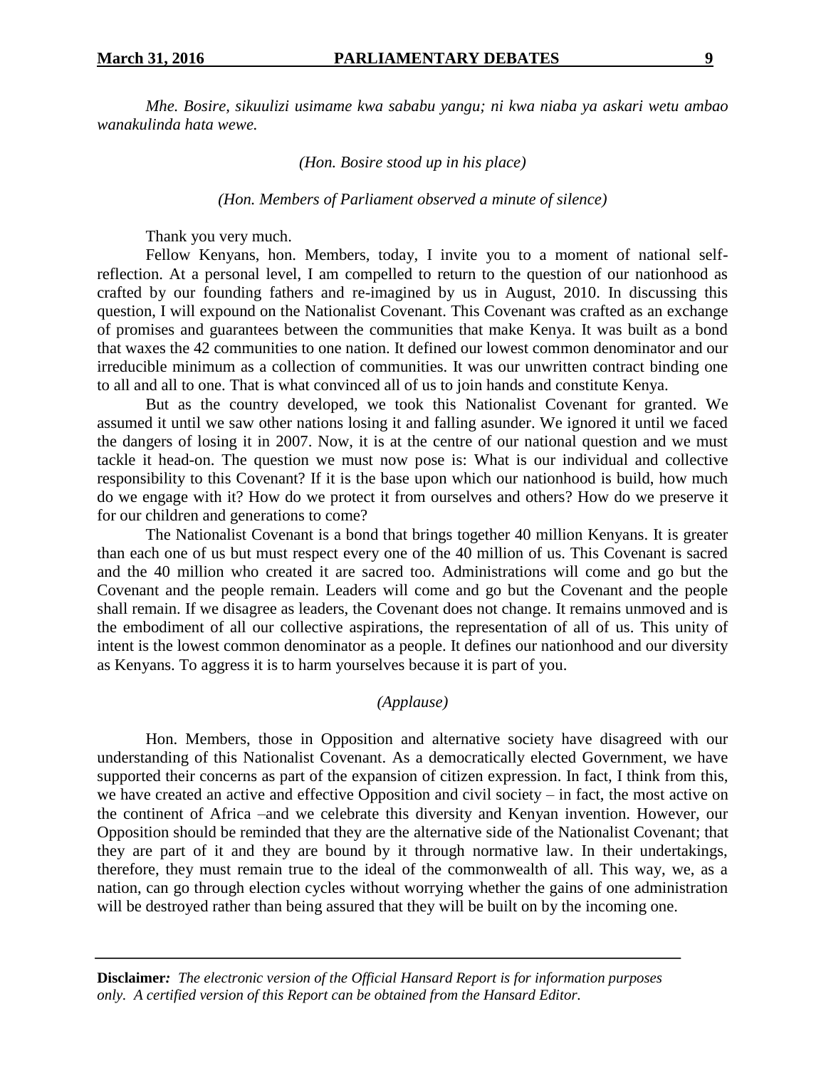*Mhe. Bosire, sikuulizi usimame kwa sababu yangu; ni kwa niaba ya askari wetu ambao wanakulinda hata wewe.*

*(Hon. Bosire stood up in his place)*

*(Hon. Members of Parliament observed a minute of silence)*

Thank you very much.

Fellow Kenyans, hon. Members, today, I invite you to a moment of national self-reflection. At a personal level, I am compelled to return to the question of our nationhood as crafted by our founding fathers and re-imagined by us in August, 2010. In discussing this question, I will expound on the Nationalist Covenant. This Covenant was crafted as an exchange of promises and guarantees between the communities that make Kenya. It was built as a bond that waxes the 42 communities to one nation. It defined our lowest common denominator and our irreducible minimum as a collection of communities. It was our unwritten contract binding one to all and all to one. That is what convinced all of us to join hands and constitute Kenya.

But as the country developed, we took this Nationalist Covenant for granted. We assumed it until we saw other nations losing it and falling asunder. We ignored it until we faced the dangers of losing it in 2007. Now, it is at the centre of our national question and we must tackle it head-on. The question we must now pose is: What is our individual and collective responsibility to this Covenant? If it is the base upon which our nationhood is build, how much do we engage with it? How do we protect it from ourselves and others? How do we preserve it for our children and generations to come?

The Nationalist Covenant is a bond that brings together 40 million Kenyans. It is greater than each one of us but must respect every one of the 40 million of us. This Covenant is sacred and the 40 million who created it are sacred too. Administrations will come and go but the Covenant and the people remain. Leaders will come and go but the Covenant and the people shall remain. If we disagree as leaders, the Covenant does not change. It remains unmoved and is the embodiment of all our collective aspirations, the representation of all of us. This unity of intent is the lowest common denominator as a people. It defines our nationhood and our diversity as Kenyans. To aggress it is to harm yourselves because it is part of you.

*(Applause)*

Hon. Members, those in Opposition and alternative society have disagreed with our understanding of this Nationalist Covenant. As a democratically elected Government, we have supported their concerns as part of the expansion of citizen expression. In fact, I think from this, we have created an active and effective Opposition and civil society – in fact, the most active on the continent of Africa –and we celebrate this diversity and Kenyan invention. However, our Opposition should be reminded that they are the alternative side of the Nationalist Covenant; that they are part of it and they are bound by it through normative law. In their undertakings, therefore, they must remain true to the ideal of the commonwealth of all. This way, we, as a nation, can go through election cycles without worrying whether the gains of one administration will be destroyed rather than being assured that they will be built on by the incoming one.

**Disclaimer***: The electronic version of the Official Hansard Report is for information purposes only. A certified version of this Report can be obtained from the Hansard Editor.*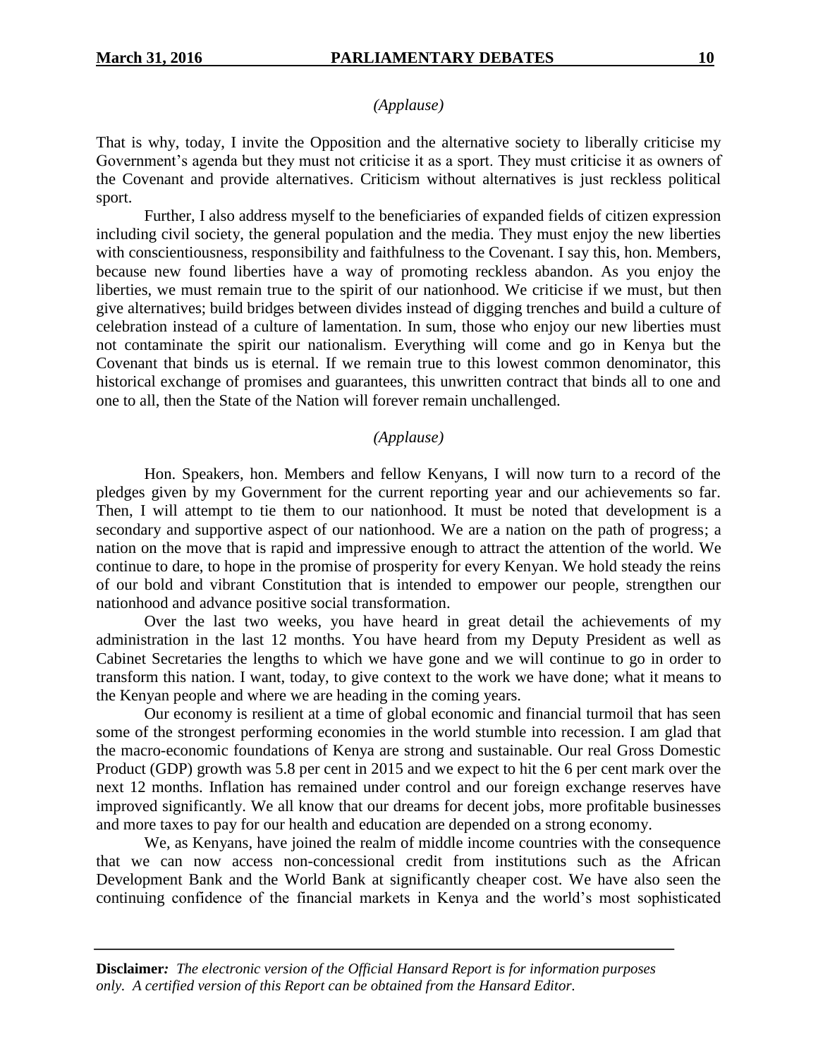*(Applause)*

That is why, today, I invite the Opposition and the alternative society to liberally criticise my Government's agenda but they must not criticise it as a sport. They must criticise it as owners of the Covenant and provide alternatives. Criticism without alternatives is just reckless political sport.

Further, I also address myself to the beneficiaries of expanded fields of citizen expression including civil society, the general population and the media. They must enjoy the new liberties with conscientiousness, responsibility and faithfulness to the Covenant. I say this, hon. Members, because new found liberties have a way of promoting reckless abandon. As you enjoy the liberties, we must remain true to the spirit of our nationhood. We criticise if we must, but then give alternatives; build bridges between divides instead of digging trenches and build a culture of celebration instead of a culture of lamentation. In sum, those who enjoy our new liberties must not contaminate the spirit our nationalism. Everything will come and go in Kenya but the Covenant that binds us is eternal. If we remain true to this lowest common denominator, this historical exchange of promises and guarantees, this unwritten contract that binds all to one and one to all, then the State of the Nation will forever remain unchallenged.

*(Applause)*

Hon. Speakers, hon. Members and fellow Kenyans, I will now turn to a record of the pledges given by my Government for the current reporting year and our achievements so far. Then, I will attempt to tie them to our nationhood. It must be noted that development is a secondary and supportive aspect of our nationhood. We are a nation on the path of progress; a nation on the move that is rapid and impressive enough to attract the attention of the world. We continue to dare, to hope in the promise of prosperity for every Kenyan. We hold steady the reins of our bold and vibrant Constitution that is intended to empower our people, strengthen our nationhood and advance positive social transformation.

Over the last two weeks, you have heard in great detail the achievements of my administration in the last 12 months. You have heard from my Deputy President as well as Cabinet Secretaries the lengths to which we have gone and we will continue to go in order to transform this nation. I want, today, to give context to the work we have done; what it means to the Kenyan people and where we are heading in the coming years.

Our economy is resilient at a time of global economic and financial turmoil that has seen some of the strongest performing economies in the world stumble into recession. I am glad that the macro-economic foundations of Kenya are strong and sustainable. Our real Gross Domestic Product (GDP) growth was 5.8 per cent in 2015 and we expect to hit the 6 per cent mark over the next 12 months. Inflation has remained under control and our foreign exchange reserves have improved significantly. We all know that our dreams for decent jobs, more profitable businesses and more taxes to pay for our health and education are depended on a strong economy.

We, as Kenyans, have joined the realm of middle income countries with the consequence that we can now access non-concessional credit from institutions such as the African Development Bank and the World Bank at significantly cheaper cost. We have also seen the continuing confidence of the financial markets in Kenya and the world's most sophisticated

**Disclaimer***:* *The electronic version of the Official Hansard Report is for information purposes only. A certified version of this Report can be obtained from the Hansard Editor.*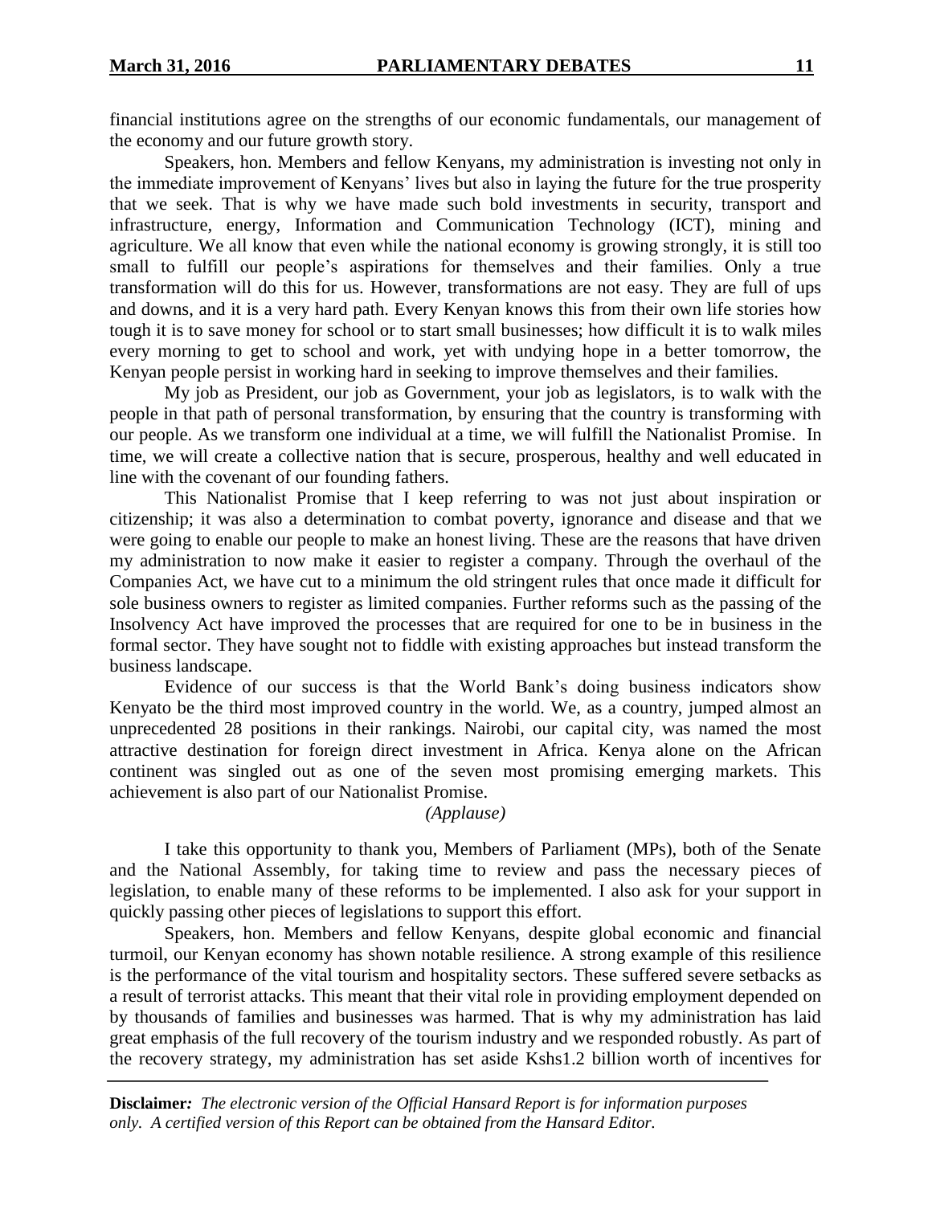financial institutions agree on the strengths of our economic fundamentals, our management of the economy and our future growth story.

Speakers, hon. Members and fellow Kenyans, my administration is investing not only in the immediate improvement of Kenyans' lives but also in laying the future for the true prosperity that we seek. That is why we have made such bold investments in security, transport and infrastructure, energy, Information and Communication Technology (ICT), mining and agriculture. We all know that even while the national economy is growing strongly, it is still too small to fulfill our people's aspirations for themselves and their families. Only a true transformation will do this for us. However, transformations are not easy. They are full of ups and downs, and it is a very hard path. Every Kenyan knows this from their own life stories how tough it is to save money for school or to start small businesses; how difficult it is to walk miles every morning to get to school and work, yet with undying hope in a better tomorrow, the Kenyan people persist in working hard in seeking to improve themselves and their families.

My job as President, our job as Government, your job as legislators, is to walk with the people in that path of personal transformation, by ensuring that the country is transforming with our people. As we transform one individual at a time, we will fulfill the Nationalist Promise. In time, we will create a collective nation that is secure, prosperous, healthy and well educated in line with the covenant of our founding fathers.

This Nationalist Promise that I keep referring to was not just about inspiration or citizenship; it was also a determination to combat poverty, ignorance and disease and that we were going to enable our people to make an honest living. These are the reasons that have driven my administration to now make it easier to register a company. Through the overhaul of the Companies Act, we have cut to a minimum the old stringent rules that once made it difficult for sole business owners to register as limited companies. Further reforms such as the passing of the Insolvency Act have improved the processes that are required for one to be in business in the formal sector. They have sought not to fiddle with existing approaches but instead transform the business landscape.

Evidence of our success is that the World Bank's doing business indicators show Kenyato be the third most improved country in the world. We, as a country, jumped almost an unprecedented 28 positions in their rankings. Nairobi, our capital city, was named the most attractive destination for foreign direct investment in Africa. Kenya alone on the African continent was singled out as one of the seven most promising emerging markets. This achievement is also part of our Nationalist Promise.

*(Applause)*

I take this opportunity to thank you, Members of Parliament (MPs), both of the Senate and the National Assembly, for taking time to review and pass the necessary pieces of legislation, to enable many of these reforms to be implemented. I also ask for your support in quickly passing other pieces of legislations to support this effort.

Speakers, hon. Members and fellow Kenyans, despite global economic and financial turmoil, our Kenyan economy has shown notable resilience. A strong example of this resilience is the performance of the vital tourism and hospitality sectors. These suffered severe setbacks as a result of terrorist attacks. This meant that their vital role in providing employment depended on by thousands of families and businesses was harmed. That is why my administration has laid great emphasis of the full recovery of the tourism industry and we responded robustly. As part of the recovery strategy, my administration has set aside Kshs1.2 billion worth of incentives for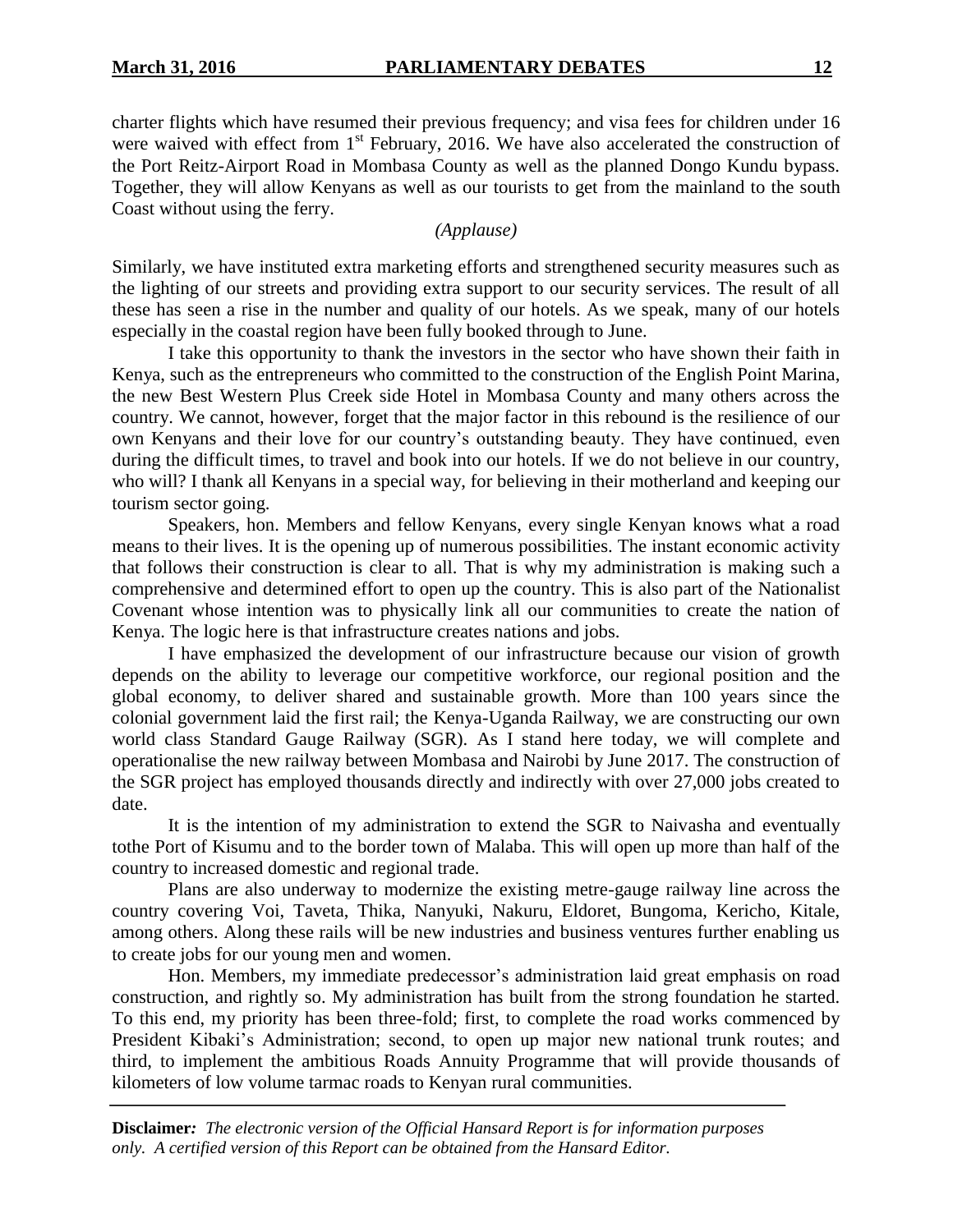charter flights which have resumed their previous frequency; and visa fees for children under 16 were waived with effect from 1st February, 2016. We have also accelerated the construction of the Port Reitz-Airport Road in Mombasa County as well as the planned Dongo Kundu bypass. Together, they will allow Kenyans as well as our tourists to get from the mainland to the south Coast without using the ferry.

*(Applause)*

Similarly, we have instituted extra marketing efforts and strengthened security measures such as the lighting of our streets and providing extra support to our security services. The result of all these has seen a rise in the number and quality of our hotels. As we speak, many of our hotels especially in the coastal region have been fully booked through to June.

I take this opportunity to thank the investors in the sector who have shown their faith in Kenya, such as the entrepreneurs who committed to the construction of the English Point Marina, the new Best Western Plus Creek side Hotel in Mombasa County and many others across the country. We cannot, however, forget that the major factor in this rebound is the resilience of our own Kenyans and their love for our country's outstanding beauty. They have continued, even during the difficult times, to travel and book into our hotels. If we do not believe in our country, who will? I thank all Kenyans in a special way, for believing in their motherland and keeping our tourism sector going.

Speakers, hon. Members and fellow Kenyans, every single Kenyan knows what a road means to their lives. It is the opening up of numerous possibilities. The instant economic activity that follows their construction is clear to all. That is why my administration is making such a comprehensive and determined effort to open up the country. This is also part of the Nationalist Covenant whose intention was to physically link all our communities to create the nation of Kenya. The logic here is that infrastructure creates nations and jobs.

I have emphasized the development of our infrastructure because our vision of growth depends on the ability to leverage our competitive workforce, our regional position and the global economy, to deliver shared and sustainable growth. More than 100 years since the colonial government laid the first rail; the Kenya-Uganda Railway, we are constructing our own world class Standard Gauge Railway (SGR). As I stand here today, we will complete and operationalise the new railway between Mombasa and Nairobi by June 2017. The construction of the SGR project has employed thousands directly and indirectly with over 27,000 jobs created to date.

It is the intention of my administration to extend the SGR to Naivasha and eventually tothe Port of Kisumu and to the border town of Malaba. This will open up more than half of the country to increased domestic and regional trade.

Plans are also underway to modernize the existing metre-gauge railway line across the country covering Voi, Taveta, Thika, Nanyuki, Nakuru, Eldoret, Bungoma, Kericho, Kitale, among others. Along these rails will be new industries and business ventures further enabling us to create jobs for our young men and women.

Hon. Members, my immediate predecessor's administration laid great emphasis on road construction, and rightly so. My administration has built from the strong foundation he started. To this end, my priority has been three-fold; first, to complete the road works commenced by President Kibaki's Administration; second, to open up major new national trunk routes; and third, to implement the ambitious Roads Annuity Programme that will provide thousands of kilometers of low volume tarmac roads to Kenyan rural communities.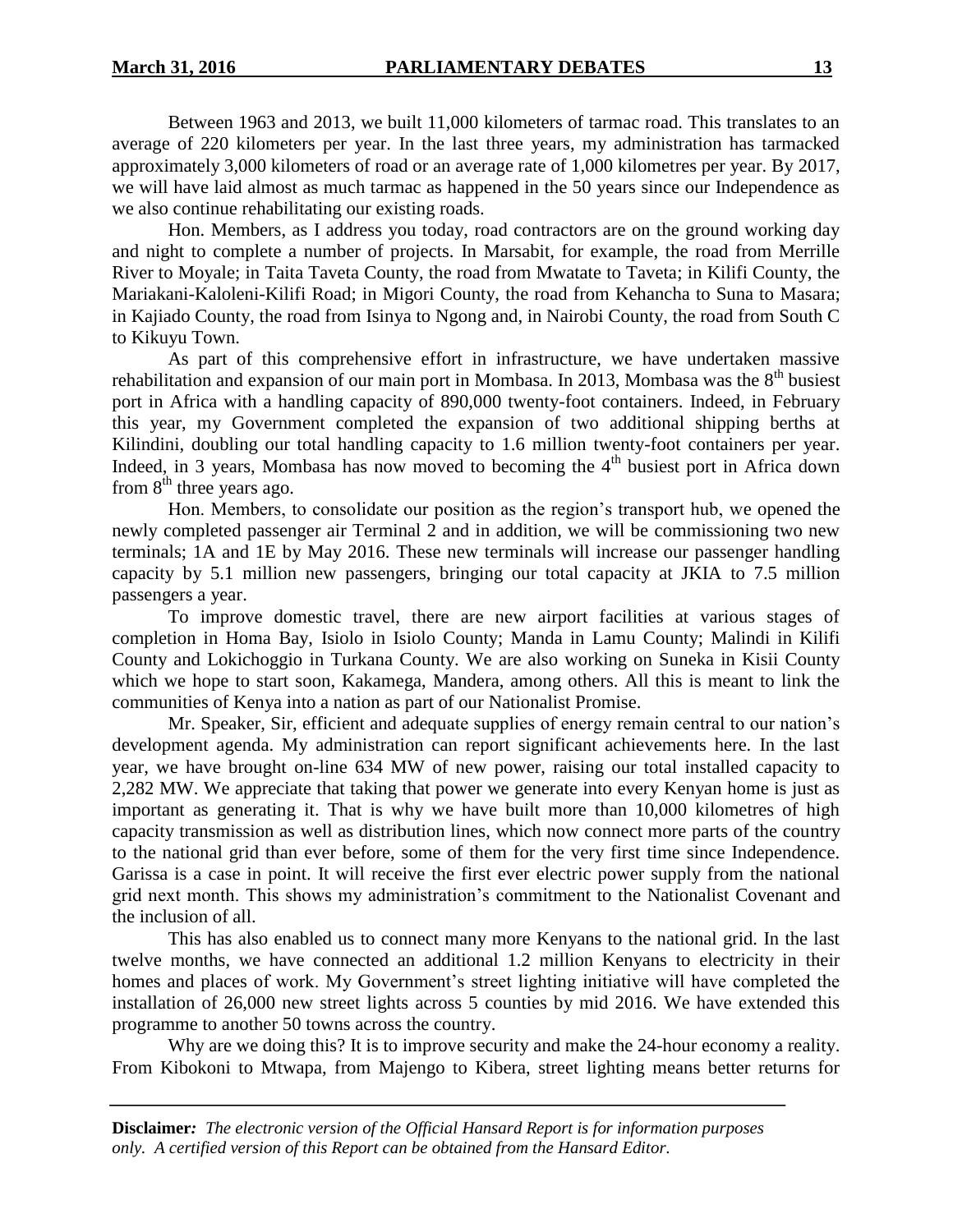Between 1963 and 2013, we built 11,000 kilometers of tarmac road. This translates to an average of 220 kilometers per year. In the last three years, my administration has tarmacked approximately 3,000 kilometers of road or an average rate of 1,000 kilometres per year. By 2017, we will have laid almost as much tarmac as happened in the 50 years since our Independence as we also continue rehabilitating our existing roads.

Hon. Members, as I address you today, road contractors are on the ground working day and night to complete a number of projects. In Marsabit, for example, the road from Merrille River to Moyale; in Taita Taveta County, the road from Mwatate to Taveta; in Kilifi County, the Mariakani-Kaloleni-Kilifi Road; in Migori County, the road from Kehancha to Suna to Masara; in Kajiado County, the road from Isinya to Ngong and, in Nairobi County, the road from South C to Kikuyu Town.

As part of this comprehensive effort in infrastructure, we have undertaken massive rehabilitation and expansion of our main port in Mombasa. In 2013, Mombasa was the 8th busiest port in Africa with a handling capacity of 890,000 twenty-foot containers. Indeed, in February this year, my Government completed the expansion of two additional shipping berths at Kilindini, doubling our total handling capacity to 1.6 million twenty-foot containers per year. Indeed, in 3 years, Mombasa has now moved to becoming the 4th busiest port in Africa down from 8th three years ago.

Hon. Members, to consolidate our position as the region's transport hub, we opened the newly completed passenger air Terminal 2 and in addition, we will be commissioning two new terminals; 1A and 1E by May 2016. These new terminals will increase our passenger handling capacity by 5.1 million new passengers, bringing our total capacity at JKIA to 7.5 million passengers a year.

To improve domestic travel, there are new airport facilities at various stages of completion in Homa Bay, Isiolo in Isiolo County; Manda in Lamu County; Malindi in Kilifi County and Lokichoggio in Turkana County. We are also working on Suneka in Kisii County which we hope to start soon, Kakamega, Mandera, among others. All this is meant to link the communities of Kenya into a nation as part of our Nationalist Promise.

Mr. Speaker, Sir, efficient and adequate supplies of energy remain central to our nation's development agenda. My administration can report significant achievements here. In the last year, we have brought on-line 634 MW of new power, raising our total installed capacity to 2,282 MW. We appreciate that taking that power we generate into every Kenyan home is just as important as generating it. That is why we have built more than 10,000 kilometres of high capacity transmission as well as distribution lines, which now connect more parts of the country to the national grid than ever before, some of them for the very first time since Independence. Garissa is a case in point. It will receive the first ever electric power supply from the national grid next month. This shows my administration's commitment to the Nationalist Covenant and the inclusion of all.

This has also enabled us to connect many more Kenyans to the national grid. In the last twelve months, we have connected an additional 1.2 million Kenyans to electricity in their homes and places of work. My Government's street lighting initiative will have completed the installation of 26,000 new street lights across 5 counties by mid 2016. We have extended this programme to another 50 towns across the country.

Why are we doing this? It is to improve security and make the 24-hour economy a reality. From Kibokoni to Mtwapa, from Majengo to Kibera, street lighting means better returns for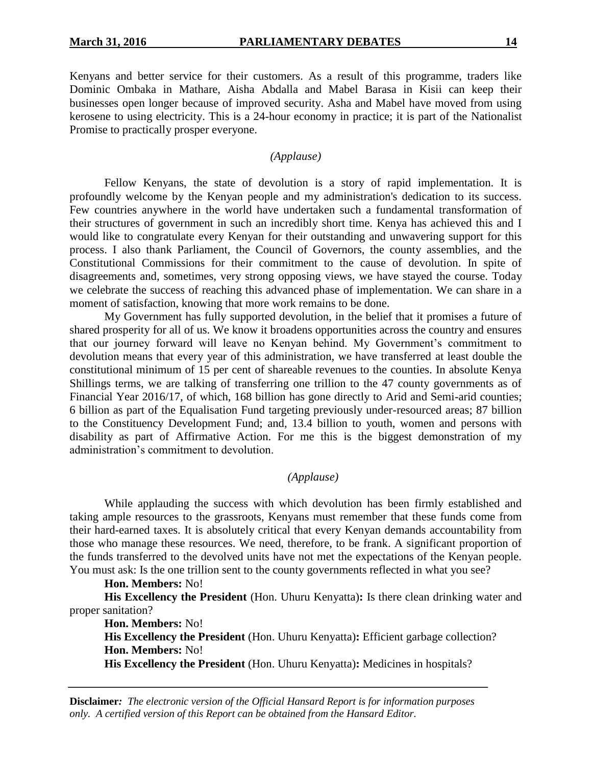Kenyans and better service for their customers. As a result of this programme, traders like Dominic Ombaka in Mathare, Aisha Abdalla and Mabel Barasa in Kisii can keep their businesses open longer because of improved security. Asha and Mabel have moved from using kerosene to using electricity. This is a 24-hour economy in practice; it is part of the Nationalist Promise to practically prosper everyone.

*(Applause)*

Fellow Kenyans, the state of devolution is a story of rapid implementation. It is profoundly welcome by the Kenyan people and my administration's dedication to its success. Few countries anywhere in the world have undertaken such a fundamental transformation of their structures of government in such an incredibly short time. Kenya has achieved this and I would like to congratulate every Kenyan for their outstanding and unwavering support for this process. I also thank Parliament, the Council of Governors, the county assemblies, and the Constitutional Commissions for their commitment to the cause of devolution. In spite of disagreements and, sometimes, very strong opposing views, we have stayed the course. Today we celebrate the success of reaching this advanced phase of implementation. We can share in a moment of satisfaction, knowing that more work remains to be done.

My Government has fully supported devolution, in the belief that it promises a future of shared prosperity for all of us. We know it broadens opportunities across the country and ensures that our journey forward will leave no Kenyan behind. My Government's commitment to devolution means that every year of this administration, we have transferred at least double the constitutional minimum of 15 per cent of shareable revenues to the counties. In absolute Kenya Shillings terms, we are talking of transferring one trillion to the 47 county governments as of Financial Year 2016/17, of which, 168 billion has gone directly to Arid and Semi-arid counties; 6 billion as part of the Equalisation Fund targeting previously under-resourced areas; 87 billion to the Constituency Development Fund; and, 13.4 billion to youth, women and persons with disability as part of Affirmative Action. For me this is the biggest demonstration of my administration's commitment to devolution.

*(Applause)*

While applauding the success with which devolution has been firmly established and taking ample resources to the grassroots, Kenyans must remember that these funds come from their hard-earned taxes. It is absolutely critical that every Kenyan demands accountability from those who manage these resources. We need, therefore, to be frank. A significant proportion of the funds transferred to the devolved units have not met the expectations of the Kenyan people. You must ask: Is the one trillion sent to the county governments reflected in what you see?

**Hon. Members:** No!

**His Excellency the President** (Hon. Uhuru Kenyatta)**:** Is there clean drinking water and proper sanitation?

**Hon. Members:** No!

**His Excellency the President** (Hon. Uhuru Kenyatta)**:** Efficient garbage collection?

**Hon. Members:** No!

**His Excellency the President** (Hon. Uhuru Kenyatta)**:** Medicines in hospitals?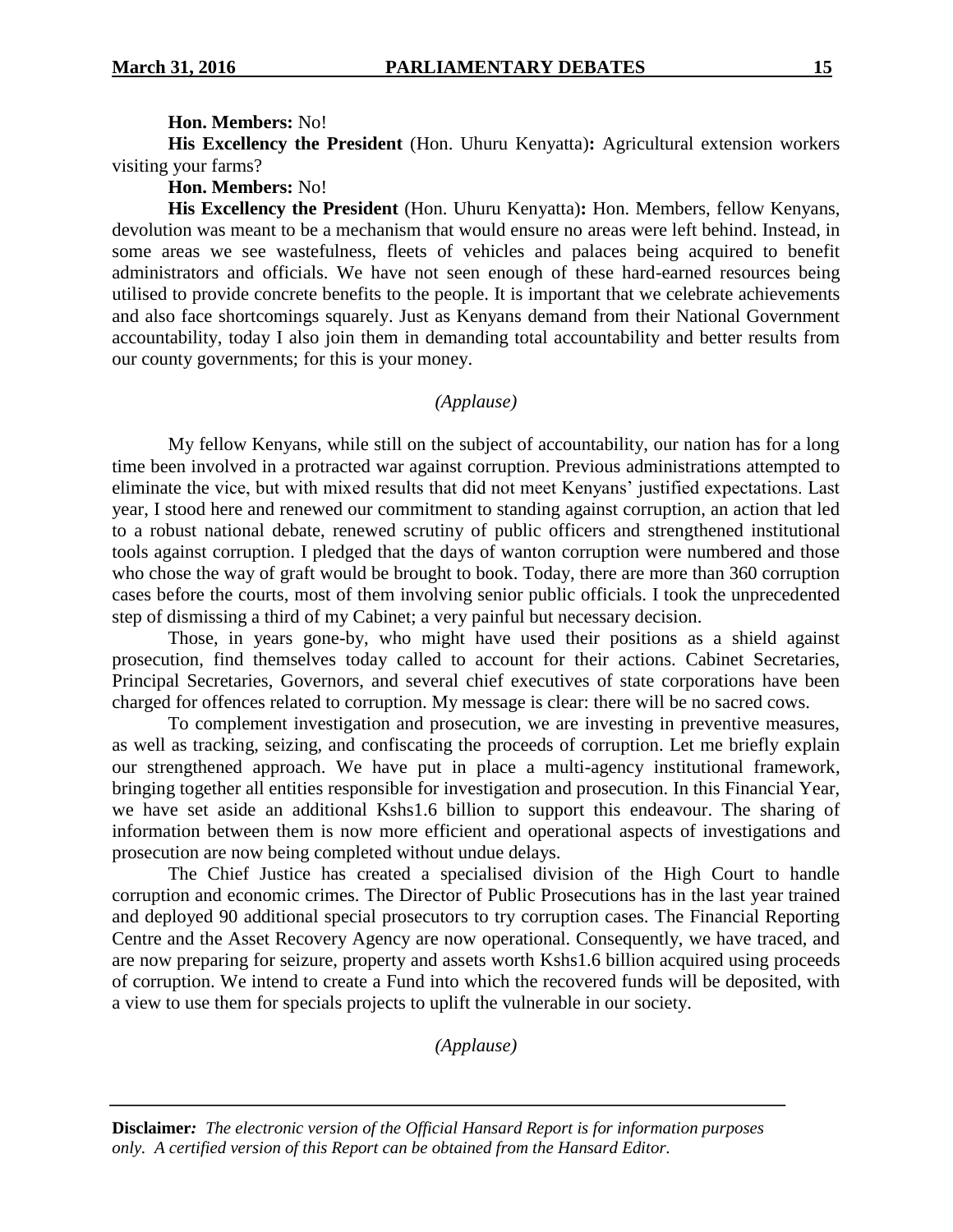**Hon. Members:** No!

**His Excellency the President** (Hon. Uhuru Kenyatta)**:** Agricultural extension workers visiting your farms?

**Hon. Members:** No!

**His Excellency the President** (Hon. Uhuru Kenyatta)**:** Hon. Members, fellow Kenyans, devolution was meant to be a mechanism that would ensure no areas were left behind. Instead, in some areas we see wastefulness, fleets of vehicles and palaces being acquired to benefit administrators and officials. We have not seen enough of these hard-earned resources being utilised to provide concrete benefits to the people. It is important that we celebrate achievements and also face shortcomings squarely. Just as Kenyans demand from their National Government accountability, today I also join them in demanding total accountability and better results from our county governments; for this is your money.

*(Applause)*

My fellow Kenyans, while still on the subject of accountability, our nation has for a long time been involved in a protracted war against corruption. Previous administrations attempted to eliminate the vice, but with mixed results that did not meet Kenyans' justified expectations. Last year, I stood here and renewed our commitment to standing against corruption, an action that led to a robust national debate, renewed scrutiny of public officers and strengthened institutional tools against corruption. I pledged that the days of wanton corruption were numbered and those who chose the way of graft would be brought to book. Today, there are more than 360 corruption cases before the courts, most of them involving senior public officials. I took the unprecedented step of dismissing a third of my Cabinet; a very painful but necessary decision.

Those, in years gone-by, who might have used their positions as a shield against prosecution, find themselves today called to account for their actions. Cabinet Secretaries, Principal Secretaries, Governors, and several chief executives of state corporations have been charged for offences related to corruption. My message is clear: there will be no sacred cows.

To complement investigation and prosecution, we are investing in preventive measures, as well as tracking, seizing, and confiscating the proceeds of corruption. Let me briefly explain our strengthened approach. We have put in place a multi-agency institutional framework, bringing together all entities responsible for investigation and prosecution. In this Financial Year, we have set aside an additional Kshs1.6 billion to support this endeavour. The sharing of information between them is now more efficient and operational aspects of investigations and prosecution are now being completed without undue delays.

The Chief Justice has created a specialised division of the High Court to handle corruption and economic crimes. The Director of Public Prosecutions has in the last year trained and deployed 90 additional special prosecutors to try corruption cases. The Financial Reporting Centre and the Asset Recovery Agency are now operational. Consequently, we have traced, and are now preparing for seizure, property and assets worth Kshs1.6 billion acquired using proceeds of corruption. We intend to create a Fund into which the recovered funds will be deposited, with a view to use them for specials projects to uplift the vulnerable in our society.

*(Applause)*

**Disclaimer***: The electronic version of the Official Hansard Report is for information purposes only. A certified version of this Report can be obtained from the Hansard Editor.*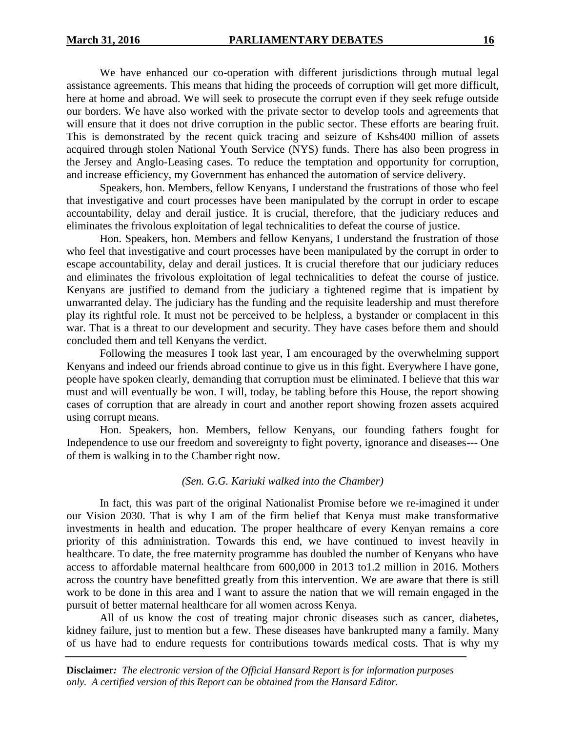We have enhanced our co-operation with different jurisdictions through mutual legal assistance agreements. This means that hiding the proceeds of corruption will get more difficult, here at home and abroad. We will seek to prosecute the corrupt even if they seek refuge outside our borders. We have also worked with the private sector to develop tools and agreements that will ensure that it does not drive corruption in the public sector. These efforts are bearing fruit. This is demonstrated by the recent quick tracing and seizure of Kshs400 million of assets acquired through stolen National Youth Service (NYS) funds. There has also been progress in the Jersey and Anglo-Leasing cases. To reduce the temptation and opportunity for corruption, and increase efficiency, my Government has enhanced the automation of service delivery.

Speakers, hon. Members, fellow Kenyans, I understand the frustrations of those who feel that investigative and court processes have been manipulated by the corrupt in order to escape accountability, delay and derail justice. It is crucial, therefore, that the judiciary reduces and eliminates the frivolous exploitation of legal technicalities to defeat the course of justice.

Hon. Speakers, hon. Members and fellow Kenyans, I understand the frustration of those who feel that investigative and court processes have been manipulated by the corrupt in order to escape accountability, delay and derail justices. It is crucial therefore that our judiciary reduces and eliminates the frivolous exploitation of legal technicalities to defeat the course of justice. Kenyans are justified to demand from the judiciary a tightened regime that is impatient by unwarranted delay. The judiciary has the funding and the requisite leadership and must therefore play its rightful role. It must not be perceived to be helpless, a bystander or complacent in this war. That is a threat to our development and security. They have cases before them and should concluded them and tell Kenyans the verdict.

Following the measures I took last year, I am encouraged by the overwhelming support Kenyans and indeed our friends abroad continue to give us in this fight. Everywhere I have gone, people have spoken clearly, demanding that corruption must be eliminated. I believe that this war must and will eventually be won. I will, today, be tabling before this House, the report showing cases of corruption that are already in court and another report showing frozen assets acquired using corrupt means.

Hon. Speakers, hon. Members, fellow Kenyans, our founding fathers fought for Independence to use our freedom and sovereignty to fight poverty, ignorance and diseases--- One of them is walking in to the Chamber right now.

*(Sen. G.G. Kariuki walked into the Chamber)*

In fact, this was part of the original Nationalist Promise before we re-imagined it under our Vision 2030. That is why I am of the firm belief that Kenya must make transformative investments in health and education. The proper healthcare of every Kenyan remains a core priority of this administration. Towards this end, we have continued to invest heavily in healthcare. To date, the free maternity programme has doubled the number of Kenyans who have access to affordable maternal healthcare from 600,000 in 2013 to1.2 million in 2016. Mothers across the country have benefitted greatly from this intervention. We are aware that there is still work to be done in this area and I want to assure the nation that we will remain engaged in the pursuit of better maternal healthcare for all women across Kenya.

All of us know the cost of treating major chronic diseases such as cancer, diabetes, kidney failure, just to mention but a few. These diseases have bankrupted many a family. Many of us have had to endure requests for contributions towards medical costs. That is why my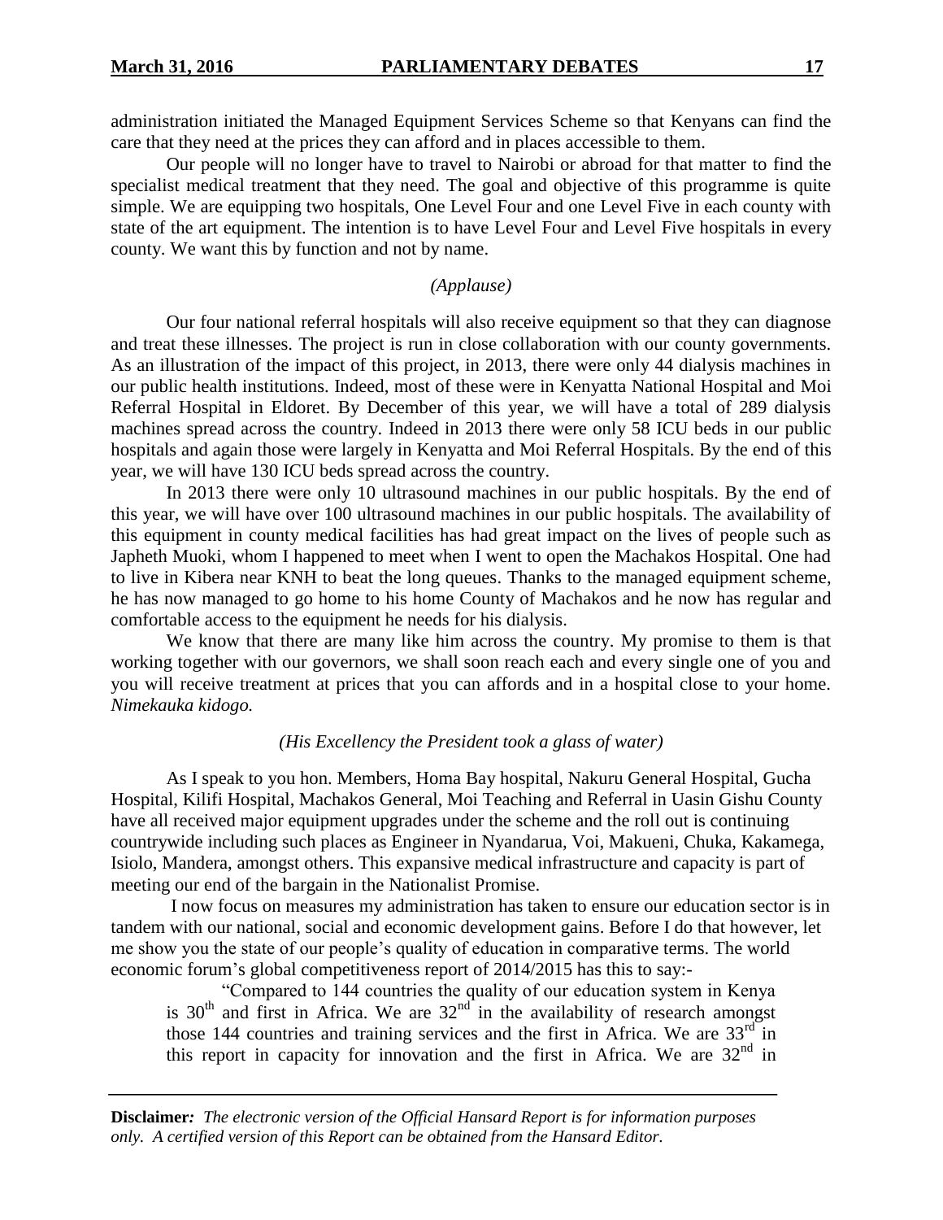administration initiated the Managed Equipment Services Scheme so that Kenyans can find the care that they need at the prices they can afford and in places accessible to them.

Our people will no longer have to travel to Nairobi or abroad for that matter to find the specialist medical treatment that they need. The goal and objective of this programme is quite simple. We are equipping two hospitals, One Level Four and one Level Five in each county with state of the art equipment. The intention is to have Level Four and Level Five hospitals in every county. We want this by function and not by name.

*(Applause)*

Our four national referral hospitals will also receive equipment so that they can diagnose and treat these illnesses. The project is run in close collaboration with our county governments. As an illustration of the impact of this project, in 2013, there were only 44 dialysis machines in our public health institutions. Indeed, most of these were in Kenyatta National Hospital and Moi Referral Hospital in Eldoret. By December of this year, we will have a total of 289 dialysis machines spread across the country. Indeed in 2013 there were only 58 ICU beds in our public hospitals and again those were largely in Kenyatta and Moi Referral Hospitals. By the end of this year, we will have 130 ICU beds spread across the country.

In 2013 there were only 10 ultrasound machines in our public hospitals. By the end of this year, we will have over 100 ultrasound machines in our public hospitals. The availability of this equipment in county medical facilities has had great impact on the lives of people such as Japheth Muoki, whom I happened to meet when I went to open the Machakos Hospital. One had to live in Kibera near KNH to beat the long queues. Thanks to the managed equipment scheme, he has now managed to go home to his home County of Machakos and he now has regular and comfortable access to the equipment he needs for his dialysis.

We know that there are many like him across the country. My promise to them is that working together with our governors, we shall soon reach each and every single one of you and you will receive treatment at prices that you can affords and in a hospital close to your home. *Nimekauka kidogo.*

*(His Excellency the President took a glass of water)*

As I speak to you hon. Members, Homa Bay hospital, Nakuru General Hospital, Gucha Hospital, Kilifi Hospital, Machakos General, Moi Teaching and Referral in Uasin Gishu County have all received major equipment upgrades under the scheme and the roll out is continuing countrywide including such places as Engineer in Nyandarua, Voi, Makueni, Chuka, Kakamega, Isiolo, Mandera, amongst others. This expansive medical infrastructure and capacity is part of meeting our end of the bargain in the Nationalist Promise.

I now focus on measures my administration has taken to ensure our education sector is in tandem with our national, social and economic development gains. Before I do that however, let me show you the state of our people's quality of education in comparative terms. The world economic forum's global competitiveness report of 2014/2015 has this to say:-

> "Compared to 144 countries the quality of our education system in Kenya is 30th and first in Africa. We are 32nd in the availability of research amongst those 144 countries and training services and the first in Africa. We are 33rd in this report in capacity for innovation and the first in Africa. We are 32nd in

**Disclaimer***:* *The electronic version of the Official Hansard Report is for information purposes only. A certified version of this Report can be obtained from the Hansard Editor.*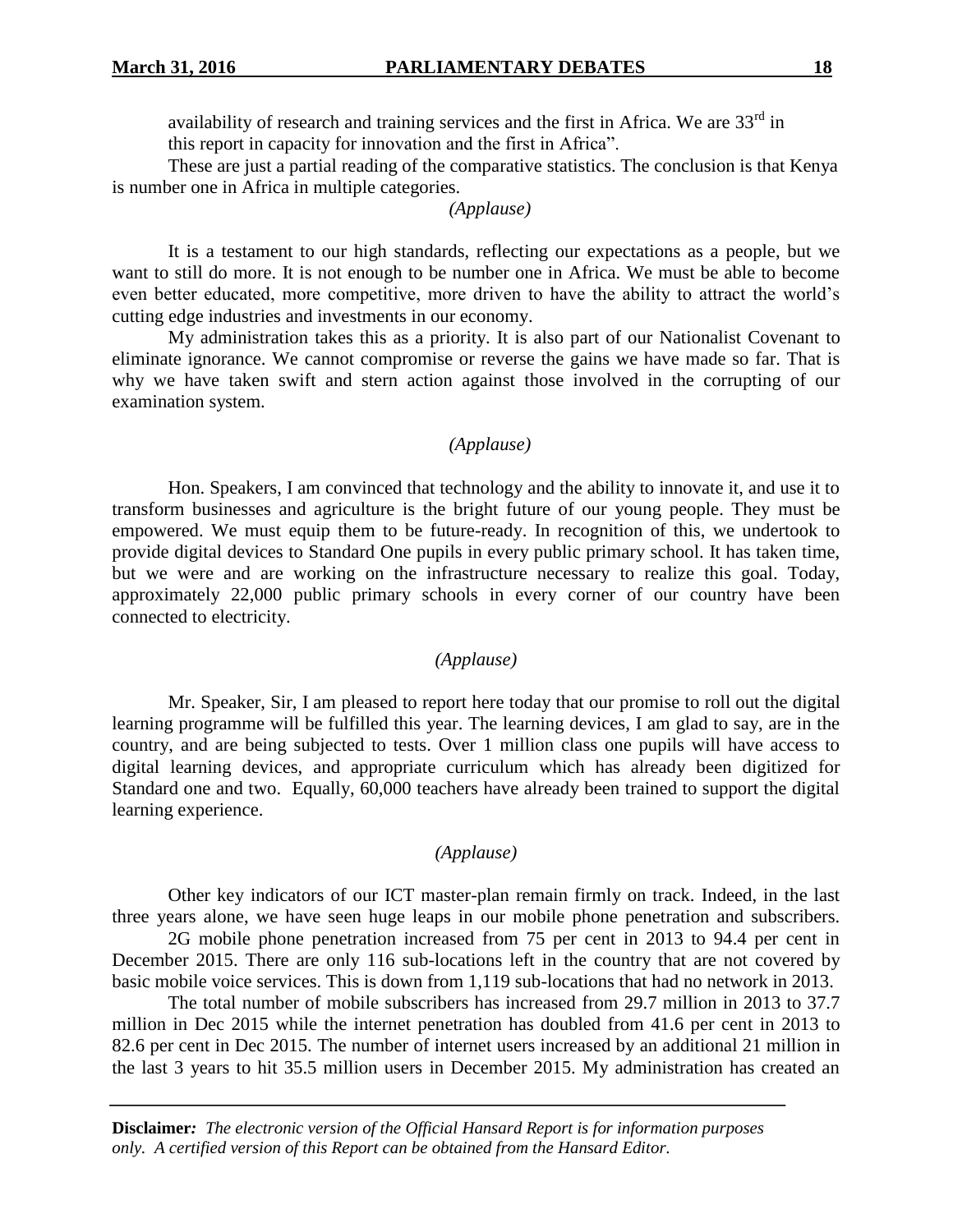availability of research and training services and the first in Africa. We are 33rd in this report in capacity for innovation and the first in Africa".

These are just a partial reading of the comparative statistics. The conclusion is that Kenya is number one in Africa in multiple categories.

*(Applause)*

It is a testament to our high standards, reflecting our expectations as a people, but we want to still do more. It is not enough to be number one in Africa. We must be able to become even better educated, more competitive, more driven to have the ability to attract the world's cutting edge industries and investments in our economy.

My administration takes this as a priority. It is also part of our Nationalist Covenant to eliminate ignorance. We cannot compromise or reverse the gains we have made so far. That is why we have taken swift and stern action against those involved in the corrupting of our examination system.

*(Applause)*

Hon. Speakers, I am convinced that technology and the ability to innovate it, and use it to transform businesses and agriculture is the bright future of our young people. They must be empowered. We must equip them to be future-ready. In recognition of this, we undertook to provide digital devices to Standard One pupils in every public primary school. It has taken time, but we were and are working on the infrastructure necessary to realize this goal. Today, approximately 22,000 public primary schools in every corner of our country have been connected to electricity.

*(Applause)*

Mr. Speaker, Sir, I am pleased to report here today that our promise to roll out the digital learning programme will be fulfilled this year. The learning devices, I am glad to say, are in the country, and are being subjected to tests. Over 1 million class one pupils will have access to digital learning devices, and appropriate curriculum which has already been digitized for Standard one and two. Equally, 60,000 teachers have already been trained to support the digital learning experience.

*(Applause)*

Other key indicators of our ICT master-plan remain firmly on track. Indeed, in the last three years alone, we have seen huge leaps in our mobile phone penetration and subscribers.

2G mobile phone penetration increased from 75 per cent in 2013 to 94.4 per cent in December 2015. There are only 116 sub-locations left in the country that are not covered by basic mobile voice services. This is down from 1,119 sub-locations that had no network in 2013.

The total number of mobile subscribers has increased from 29.7 million in 2013 to 37.7 million in Dec 2015 while the internet penetration has doubled from 41.6 per cent in 2013 to 82.6 per cent in Dec 2015. The number of internet users increased by an additional 21 million in the last 3 years to hit 35.5 million users in December 2015. My administration has created an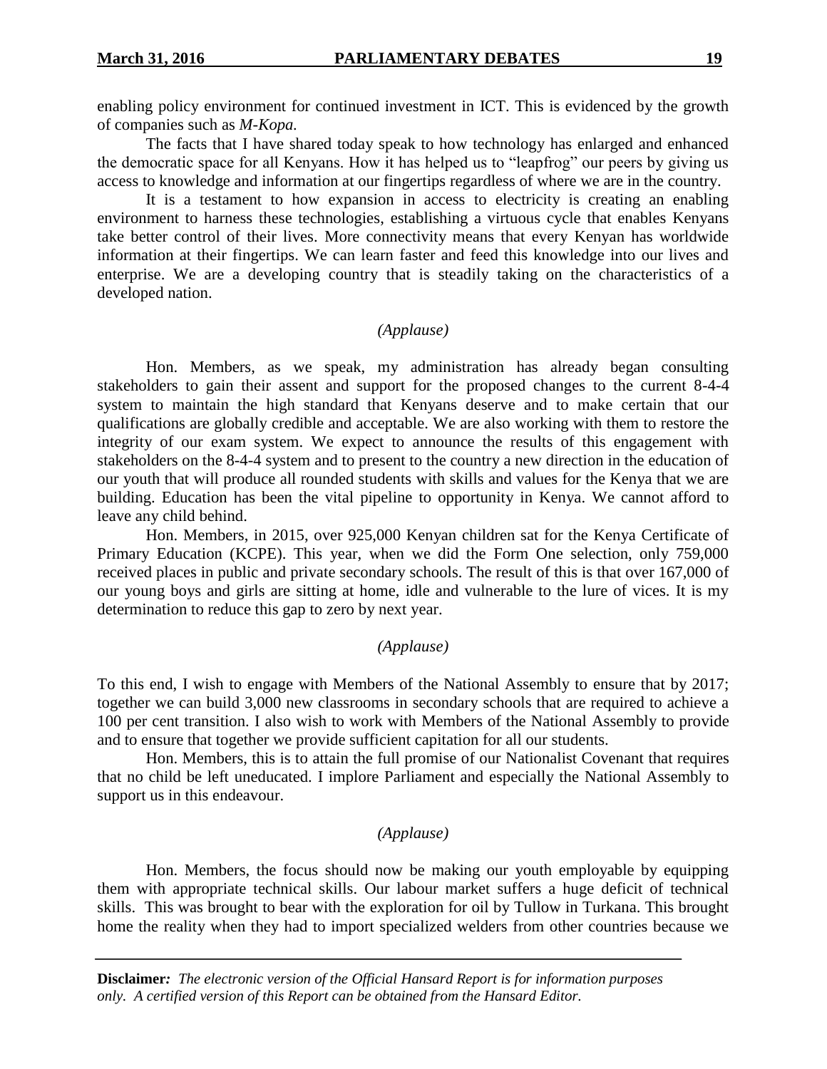enabling policy environment for continued investment in ICT. This is evidenced by the growth of companies such as *M-Kopa.*

The facts that I have shared today speak to how technology has enlarged and enhanced the democratic space for all Kenyans. How it has helped us to "leapfrog" our peers by giving us access to knowledge and information at our fingertips regardless of where we are in the country.

It is a testament to how expansion in access to electricity is creating an enabling environment to harness these technologies, establishing a virtuous cycle that enables Kenyans take better control of their lives. More connectivity means that every Kenyan has worldwide information at their fingertips. We can learn faster and feed this knowledge into our lives and enterprise. We are a developing country that is steadily taking on the characteristics of a developed nation.

*(Applause)*

Hon. Members, as we speak, my administration has already began consulting stakeholders to gain their assent and support for the proposed changes to the current 8-4-4 system to maintain the high standard that Kenyans deserve and to make certain that our qualifications are globally credible and acceptable. We are also working with them to restore the integrity of our exam system. We expect to announce the results of this engagement with stakeholders on the 8-4-4 system and to present to the country a new direction in the education of our youth that will produce all rounded students with skills and values for the Kenya that we are building. Education has been the vital pipeline to opportunity in Kenya. We cannot afford to leave any child behind.

Hon. Members, in 2015, over 925,000 Kenyan children sat for the Kenya Certificate of Primary Education (KCPE). This year, when we did the Form One selection, only 759,000 received places in public and private secondary schools. The result of this is that over 167,000 of our young boys and girls are sitting at home, idle and vulnerable to the lure of vices. It is my determination to reduce this gap to zero by next year.

*(Applause)*

To this end, I wish to engage with Members of the National Assembly to ensure that by 2017; together we can build 3,000 new classrooms in secondary schools that are required to achieve a 100 per cent transition. I also wish to work with Members of the National Assembly to provide and to ensure that together we provide sufficient capitation for all our students.

Hon. Members, this is to attain the full promise of our Nationalist Covenant that requires that no child be left uneducated. I implore Parliament and especially the National Assembly to support us in this endeavour.

*(Applause)*

Hon. Members, the focus should now be making our youth employable by equipping them with appropriate technical skills. Our labour market suffers a huge deficit of technical skills. This was brought to bear with the exploration for oil by Tullow in Turkana. This brought home the reality when they had to import specialized welders from other countries because we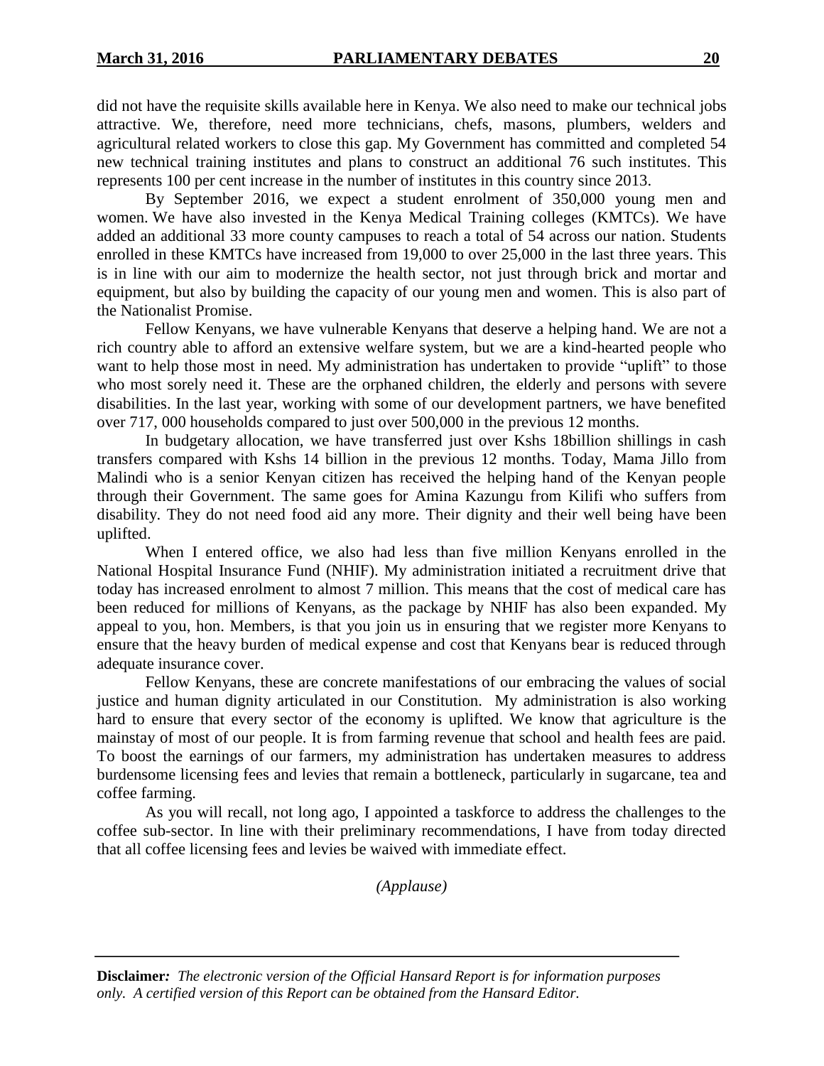did not have the requisite skills available here in Kenya. We also need to make our technical jobs attractive. We, therefore, need more technicians, chefs, masons, plumbers, welders and agricultural related workers to close this gap. My Government has committed and completed 54 new technical training institutes and plans to construct an additional 76 such institutes. This represents 100 per cent increase in the number of institutes in this country since 2013.

By September 2016, we expect a student enrolment of 350,000 young men and women. We have also invested in the Kenya Medical Training colleges (KMTCs). We have added an additional 33 more county campuses to reach a total of 54 across our nation. Students enrolled in these KMTCs have increased from 19,000 to over 25,000 in the last three years. This is in line with our aim to modernize the health sector, not just through brick and mortar and equipment, but also by building the capacity of our young men and women. This is also part of the Nationalist Promise.

Fellow Kenyans, we have vulnerable Kenyans that deserve a helping hand. We are not a rich country able to afford an extensive welfare system, but we are a kind-hearted people who want to help those most in need. My administration has undertaken to provide "uplift" to those who most sorely need it. These are the orphaned children, the elderly and persons with severe disabilities. In the last year, working with some of our development partners, we have benefited over 717, 000 households compared to just over 500,000 in the previous 12 months.

In budgetary allocation, we have transferred just over Kshs 18billion shillings in cash transfers compared with Kshs 14 billion in the previous 12 months. Today, Mama Jillo from Malindi who is a senior Kenyan citizen has received the helping hand of the Kenyan people through their Government. The same goes for Amina Kazungu from Kilifi who suffers from disability. They do not need food aid any more. Their dignity and their well being have been uplifted.

When I entered office, we also had less than five million Kenyans enrolled in the National Hospital Insurance Fund (NHIF). My administration initiated a recruitment drive that today has increased enrolment to almost 7 million. This means that the cost of medical care has been reduced for millions of Kenyans, as the package by NHIF has also been expanded. My appeal to you, hon. Members, is that you join us in ensuring that we register more Kenyans to ensure that the heavy burden of medical expense and cost that Kenyans bear is reduced through adequate insurance cover.

Fellow Kenyans, these are concrete manifestations of our embracing the values of social justice and human dignity articulated in our Constitution. My administration is also working hard to ensure that every sector of the economy is uplifted. We know that agriculture is the mainstay of most of our people. It is from farming revenue that school and health fees are paid. To boost the earnings of our farmers, my administration has undertaken measures to address burdensome licensing fees and levies that remain a bottleneck, particularly in sugarcane, tea and coffee farming.

As you will recall, not long ago, I appointed a taskforce to address the challenges to the coffee sub-sector. In line with their preliminary recommendations, I have from today directed that all coffee licensing fees and levies be waived with immediate effect.

*(Applause)*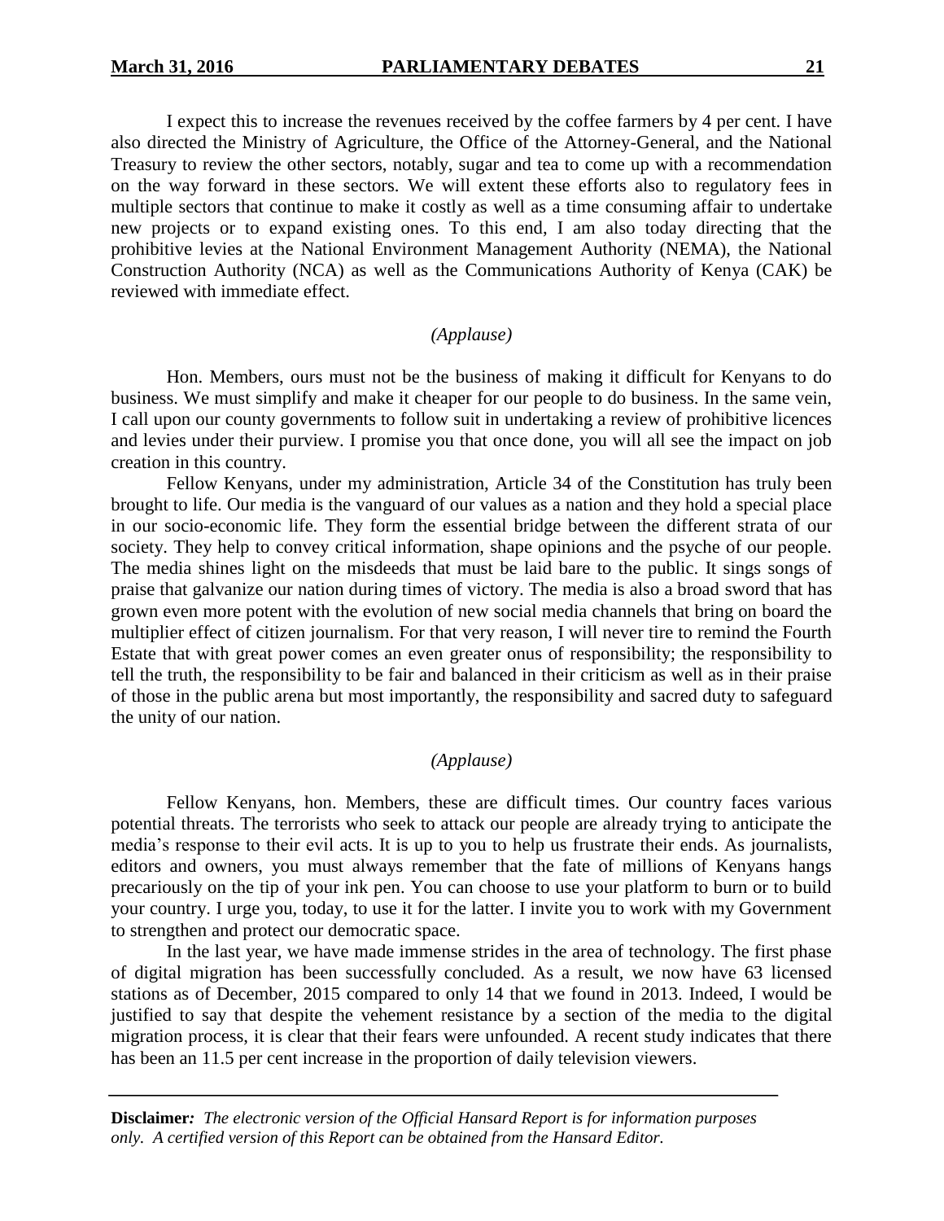I expect this to increase the revenues received by the coffee farmers by 4 per cent. I have also directed the Ministry of Agriculture, the Office of the Attorney-General, and the National Treasury to review the other sectors, notably, sugar and tea to come up with a recommendation on the way forward in these sectors. We will extent these efforts also to regulatory fees in multiple sectors that continue to make it costly as well as a time consuming affair to undertake new projects or to expand existing ones. To this end, I am also today directing that the prohibitive levies at the National Environment Management Authority (NEMA), the National Construction Authority (NCA) as well as the Communications Authority of Kenya (CAK) be reviewed with immediate effect.

*(Applause)*

Hon. Members, ours must not be the business of making it difficult for Kenyans to do business. We must simplify and make it cheaper for our people to do business. In the same vein, I call upon our county governments to follow suit in undertaking a review of prohibitive licences and levies under their purview. I promise you that once done, you will all see the impact on job creation in this country.

Fellow Kenyans, under my administration, Article 34 of the Constitution has truly been brought to life. Our media is the vanguard of our values as a nation and they hold a special place in our socio-economic life. They form the essential bridge between the different strata of our society. They help to convey critical information, shape opinions and the psyche of our people. The media shines light on the misdeeds that must be laid bare to the public. It sings songs of praise that galvanize our nation during times of victory. The media is also a broad sword that has grown even more potent with the evolution of new social media channels that bring on board the multiplier effect of citizen journalism. For that very reason, I will never tire to remind the Fourth Estate that with great power comes an even greater onus of responsibility; the responsibility to tell the truth, the responsibility to be fair and balanced in their criticism as well as in their praise of those in the public arena but most importantly, the responsibility and sacred duty to safeguard the unity of our nation.

*(Applause)*

Fellow Kenyans, hon. Members, these are difficult times. Our country faces various potential threats. The terrorists who seek to attack our people are already trying to anticipate the media's response to their evil acts. It is up to you to help us frustrate their ends. As journalists, editors and owners, you must always remember that the fate of millions of Kenyans hangs precariously on the tip of your ink pen. You can choose to use your platform to burn or to build your country. I urge you, today, to use it for the latter. I invite you to work with my Government to strengthen and protect our democratic space.

In the last year, we have made immense strides in the area of technology. The first phase of digital migration has been successfully concluded. As a result, we now have 63 licensed stations as of December, 2015 compared to only 14 that we found in 2013. Indeed, I would be justified to say that despite the vehement resistance by a section of the media to the digital migration process, it is clear that their fears were unfounded. A recent study indicates that there has been an 11.5 per cent increase in the proportion of daily television viewers.

**Disclaimer***:* *The electronic version of the Official Hansard Report is for information purposes only. A certified version of this Report can be obtained from the Hansard Editor.*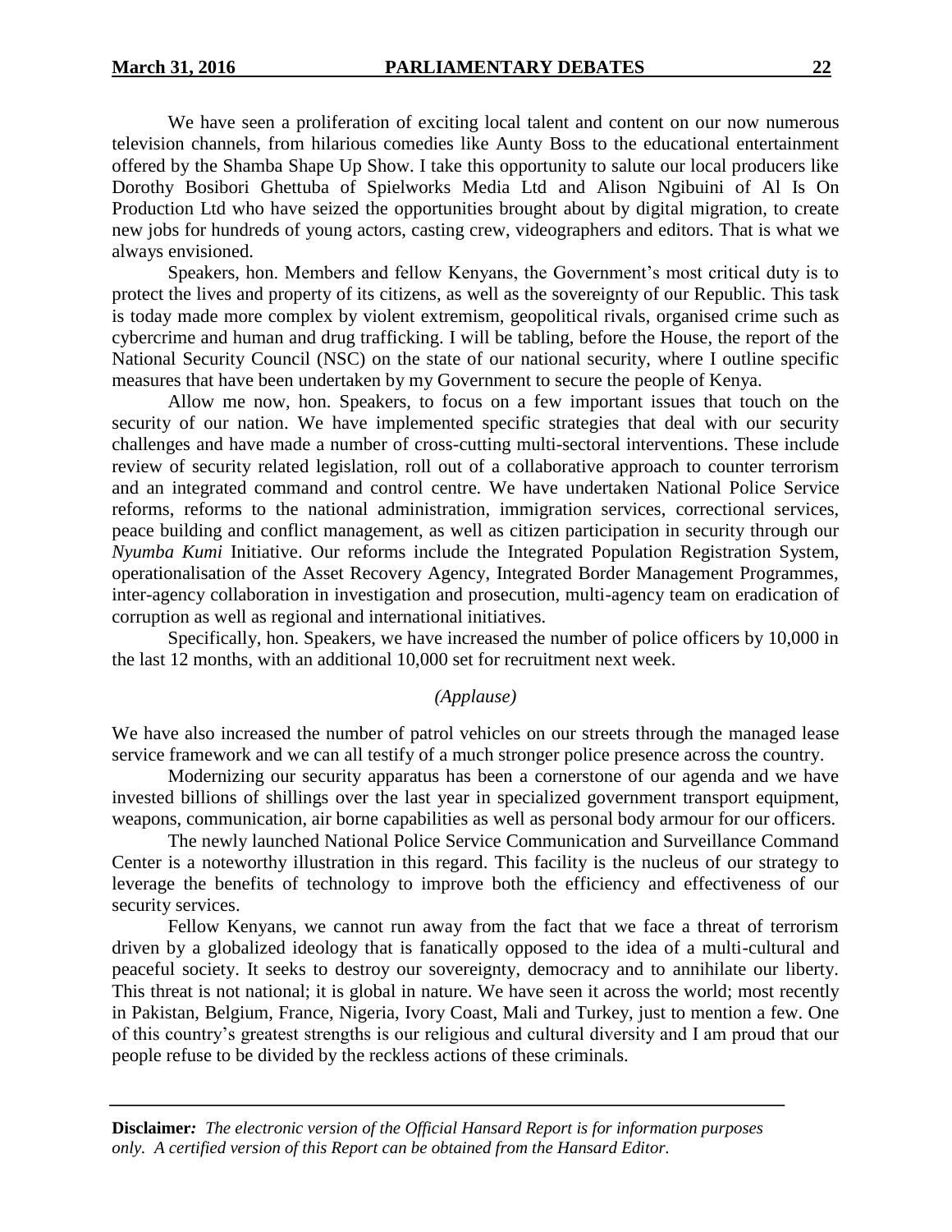We have seen a proliferation of exciting local talent and content on our now numerous television channels, from hilarious comedies like Aunty Boss to the educational entertainment offered by the Shamba Shape Up Show. I take this opportunity to salute our local producers like Dorothy Bosibori Ghettuba of Spielworks Media Ltd and Alison Ngibuini of Al Is On Production Ltd who have seized the opportunities brought about by digital migration, to create new jobs for hundreds of young actors, casting crew, videographers and editors. That is what we always envisioned.

Speakers, hon. Members and fellow Kenyans, the Government's most critical duty is to protect the lives and property of its citizens, as well as the sovereignty of our Republic. This task is today made more complex by violent extremism, geopolitical rivals, organised crime such as cybercrime and human and drug trafficking. I will be tabling, before the House, the report of the National Security Council (NSC) on the state of our national security, where I outline specific measures that have been undertaken by my Government to secure the people of Kenya.

Allow me now, hon. Speakers, to focus on a few important issues that touch on the security of our nation. We have implemented specific strategies that deal with our security challenges and have made a number of cross-cutting multi-sectoral interventions. These include review of security related legislation, roll out of a collaborative approach to counter terrorism and an integrated command and control centre. We have undertaken National Police Service reforms, reforms to the national administration, immigration services, correctional services, peace building and conflict management, as well as citizen participation in security through our *Nyumba Kumi* Initiative. Our reforms include the Integrated Population Registration System, operationalisation of the Asset Recovery Agency, Integrated Border Management Programmes, inter-agency collaboration in investigation and prosecution, multi-agency team on eradication of corruption as well as regional and international initiatives.

Specifically, hon. Speakers, we have increased the number of police officers by 10,000 in the last 12 months, with an additional 10,000 set for recruitment next week.

*(Applause)*

We have also increased the number of patrol vehicles on our streets through the managed lease service framework and we can all testify of a much stronger police presence across the country.

Modernizing our security apparatus has been a cornerstone of our agenda and we have invested billions of shillings over the last year in specialized government transport equipment, weapons, communication, air borne capabilities as well as personal body armour for our officers.

The newly launched National Police Service Communication and Surveillance Command Center is a noteworthy illustration in this regard. This facility is the nucleus of our strategy to leverage the benefits of technology to improve both the efficiency and effectiveness of our security services.

Fellow Kenyans, we cannot run away from the fact that we face a threat of terrorism driven by a globalized ideology that is fanatically opposed to the idea of a multi-cultural and peaceful society. It seeks to destroy our sovereignty, democracy and to annihilate our liberty. This threat is not national; it is global in nature. We have seen it across the world; most recently in Pakistan, Belgium, France, Nigeria, Ivory Coast, Mali and Turkey, just to mention a few. One of this country's greatest strengths is our religious and cultural diversity and I am proud that our people refuse to be divided by the reckless actions of these criminals.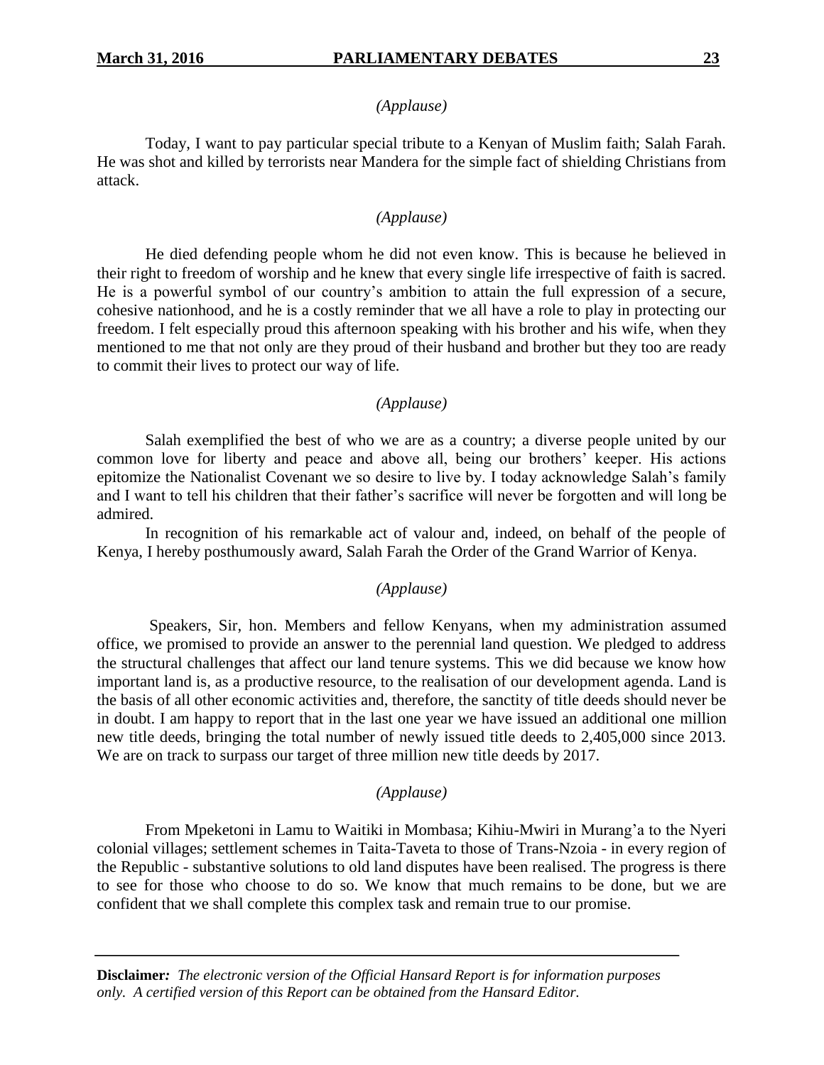*(Applause)*

Today, I want to pay particular special tribute to a Kenyan of Muslim faith; Salah Farah. He was shot and killed by terrorists near Mandera for the simple fact of shielding Christians from attack.

*(Applause)*

He died defending people whom he did not even know. This is because he believed in their right to freedom of worship and he knew that every single life irrespective of faith is sacred. He is a powerful symbol of our country's ambition to attain the full expression of a secure, cohesive nationhood, and he is a costly reminder that we all have a role to play in protecting our freedom. I felt especially proud this afternoon speaking with his brother and his wife, when they mentioned to me that not only are they proud of their husband and brother but they too are ready to commit their lives to protect our way of life.

*(Applause)*

Salah exemplified the best of who we are as a country; a diverse people united by our common love for liberty and peace and above all, being our brothers' keeper. His actions epitomize the Nationalist Covenant we so desire to live by. I today acknowledge Salah's family and I want to tell his children that their father's sacrifice will never be forgotten and will long be admired.

In recognition of his remarkable act of valour and, indeed, on behalf of the people of Kenya, I hereby posthumously award, Salah Farah the Order of the Grand Warrior of Kenya.

*(Applause)*

Speakers, Sir, hon. Members and fellow Kenyans, when my administration assumed office, we promised to provide an answer to the perennial land question. We pledged to address the structural challenges that affect our land tenure systems. This we did because we know how important land is, as a productive resource, to the realisation of our development agenda. Land is the basis of all other economic activities and, therefore, the sanctity of title deeds should never be in doubt. I am happy to report that in the last one year we have issued an additional one million new title deeds, bringing the total number of newly issued title deeds to 2,405,000 since 2013. We are on track to surpass our target of three million new title deeds by 2017.

*(Applause)*

From Mpeketoni in Lamu to Waitiki in Mombasa; Kihiu-Mwiri in Murang'a to the Nyeri colonial villages; settlement schemes in Taita-Taveta to those of Trans-Nzoia - in every region of the Republic - substantive solutions to old land disputes have been realised. The progress is there to see for those who choose to do so. We know that much remains to be done, but we are confident that we shall complete this complex task and remain true to our promise.

**Disclaimer***: The electronic version of the Official Hansard Report is for information purposes only. A certified version of this Report can be obtained from the Hansard Editor.*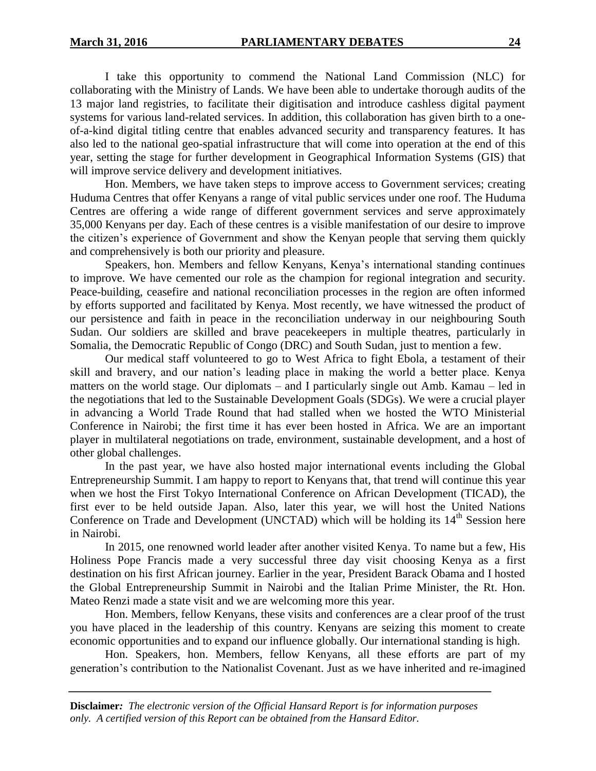I take this opportunity to commend the National Land Commission (NLC) for collaborating with the Ministry of Lands. We have been able to undertake thorough audits of the 13 major land registries, to facilitate their digitisation and introduce cashless digital payment systems for various land-related services. In addition, this collaboration has given birth to a one-of-a-kind digital titling centre that enables advanced security and transparency features. It has also led to the national geo-spatial infrastructure that will come into operation at the end of this year, setting the stage for further development in Geographical Information Systems (GIS) that will improve service delivery and development initiatives.

Hon. Members, we have taken steps to improve access to Government services; creating Huduma Centres that offer Kenyans a range of vital public services under one roof. The Huduma Centres are offering a wide range of different government services and serve approximately 35,000 Kenyans per day. Each of these centres is a visible manifestation of our desire to improve the citizen's experience of Government and show the Kenyan people that serving them quickly and comprehensively is both our priority and pleasure.

Speakers, hon. Members and fellow Kenyans, Kenya's international standing continues to improve. We have cemented our role as the champion for regional integration and security. Peace-building, ceasefire and national reconciliation processes in the region are often informed by efforts supported and facilitated by Kenya. Most recently, we have witnessed the product of our persistence and faith in peace in the reconciliation underway in our neighbouring South Sudan. Our soldiers are skilled and brave peacekeepers in multiple theatres, particularly in Somalia, the Democratic Republic of Congo (DRC) and South Sudan, just to mention a few.

Our medical staff volunteered to go to West Africa to fight Ebola, a testament of their skill and bravery, and our nation's leading place in making the world a better place. Kenya matters on the world stage. Our diplomats – and I particularly single out Amb. Kamau – led in the negotiations that led to the Sustainable Development Goals (SDGs). We were a crucial player in advancing a World Trade Round that had stalled when we hosted the WTO Ministerial Conference in Nairobi; the first time it has ever been hosted in Africa. We are an important player in multilateral negotiations on trade, environment, sustainable development, and a host of other global challenges.

In the past year, we have also hosted major international events including the Global Entrepreneurship Summit. I am happy to report to Kenyans that, that trend will continue this year when we host the First Tokyo International Conference on African Development (TICAD), the first ever to be held outside Japan. Also, later this year, we will host the United Nations Conference on Trade and Development (UNCTAD) which will be holding its 14th Session here in Nairobi.

In 2015, one renowned world leader after another visited Kenya. To name but a few, His Holiness Pope Francis made a very successful three day visit choosing Kenya as a first destination on his first African journey. Earlier in the year, President Barack Obama and I hosted the Global Entrepreneurship Summit in Nairobi and the Italian Prime Minister, the Rt. Hon. Mateo Renzi made a state visit and we are welcoming more this year.

Hon. Members, fellow Kenyans, these visits and conferences are a clear proof of the trust you have placed in the leadership of this country. Kenyans are seizing this moment to create economic opportunities and to expand our influence globally. Our international standing is high.

Hon. Speakers, hon. Members, fellow Kenyans, all these efforts are part of my generation's contribution to the Nationalist Covenant. Just as we have inherited and re-imagined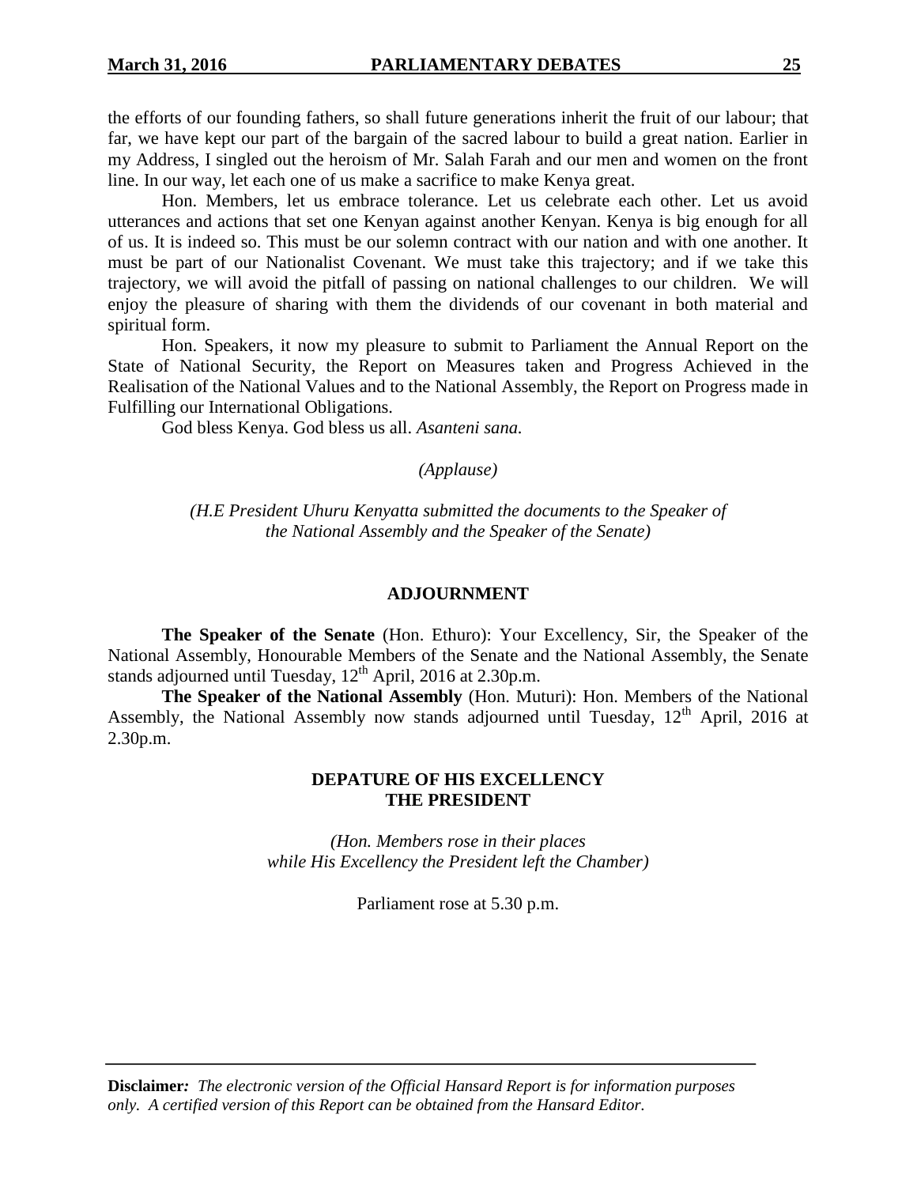the efforts of our founding fathers, so shall future generations inherit the fruit of our labour; that far, we have kept our part of the bargain of the sacred labour to build a great nation. Earlier in my Address, I singled out the heroism of Mr. Salah Farah and our men and women on the front line. In our way, let each one of us make a sacrifice to make Kenya great.

Hon. Members, let us embrace tolerance. Let us celebrate each other. Let us avoid utterances and actions that set one Kenyan against another Kenyan. Kenya is big enough for all of us. It is indeed so. This must be our solemn contract with our nation and with one another. It must be part of our Nationalist Covenant. We must take this trajectory; and if we take this trajectory, we will avoid the pitfall of passing on national challenges to our children. We will enjoy the pleasure of sharing with them the dividends of our covenant in both material and spiritual form.

Hon. Speakers, it now my pleasure to submit to Parliament the Annual Report on the State of National Security, the Report on Measures taken and Progress Achieved in the Realisation of the National Values and to the National Assembly, the Report on Progress made in Fulfilling our International Obligations.

God bless Kenya. God bless us all. *Asanteni sana.*

*(Applause)*

*(H.E President Uhuru Kenyatta submitted the documents to the Speaker of the National Assembly and the Speaker of the Senate)*

## ADJOURNMENT

**The Speaker of the Senate** (Hon. Ethuro): Your Excellency, Sir, the Speaker of the National Assembly, Honourable Members of the Senate and the National Assembly, the Senate stands adjourned until Tuesday, 12th April, 2016 at 2.30p.m.

**The Speaker of the National Assembly** (Hon. Muturi): Hon. Members of the National Assembly, the National Assembly now stands adjourned until Tuesday, 12th April, 2016 at 2.30p.m.

## DEPATURE OF HIS EXCELLENCY THE PRESIDENT

*(Hon. Members rose in their places while His Excellency the President left the Chamber)*

Parliament rose at 5.30 p.m.

**Disclaimer:** *The electronic version of the Official Hansard Report is for information purposes only. A certified version of this Report can be obtained from the Hansard Editor.*